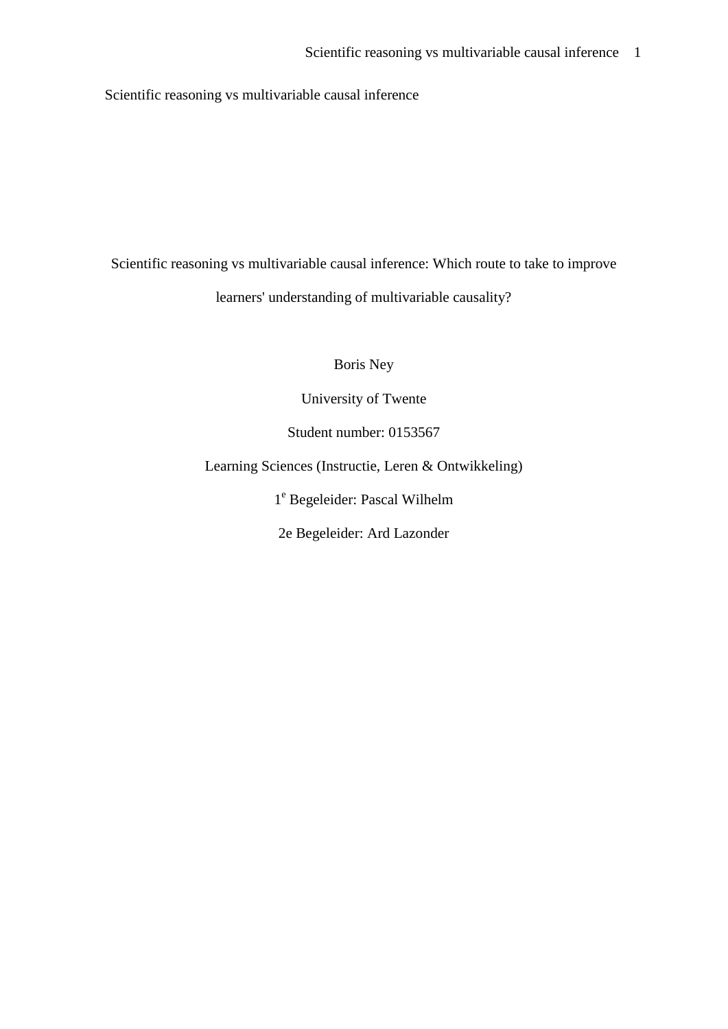Scientific reasoning vs multivariable causal inference

# Scientific reasoning vs multivariable causal inference: Which route to take to improve learners' understanding of multivariable causality?

Boris Ney

University of Twente

Student number: 0153567

Learning Sciences (Instructie, Leren & Ontwikkeling)

1e Begeleider: Pascal Wilhelm

2e Begeleider: Ard Lazonder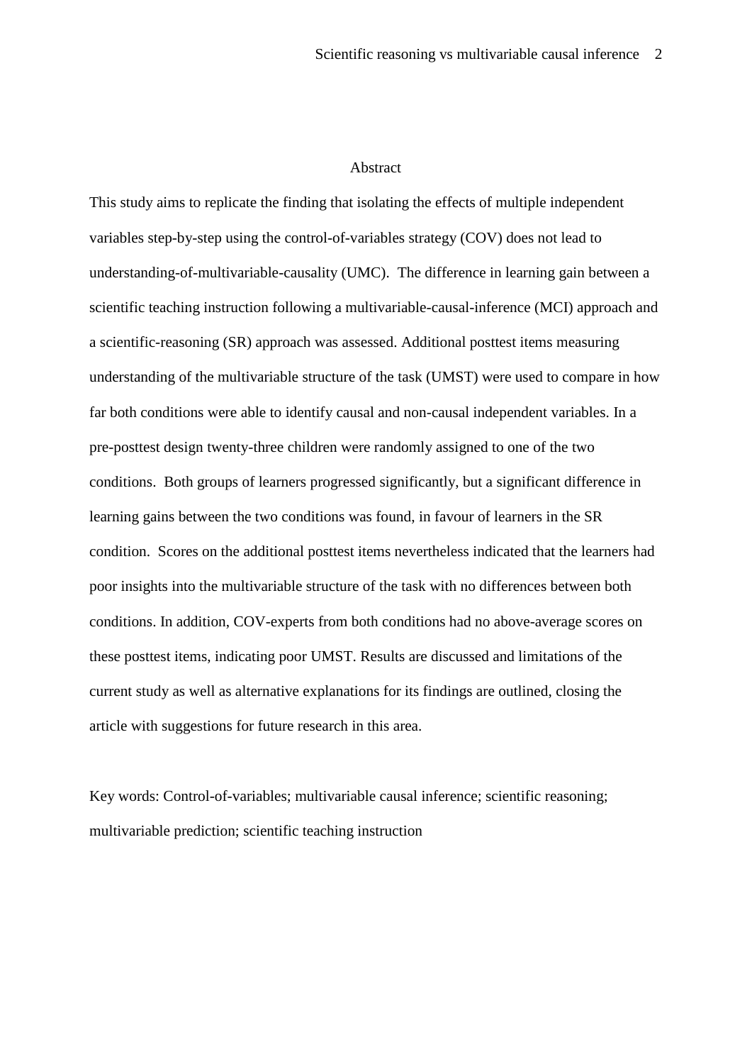# Abstract

This study aims to replicate the finding that isolating the effects of multiple independent variables step-by-step using the control-of-variables strategy (COV) does not lead to understanding-of-multivariable-causality (UMC).  The difference in learning gain between a scientific teaching instruction following a multivariable-causal-inference (MCI) approach and a scientific-reasoning (SR) approach was assessed. Additional posttest items measuring understanding of the multivariable structure of the task (UMST) were used to compare in how far both conditions were able to identify causal and non-causal independent variables. In a pre-posttest design twenty-three children were randomly assigned to one of the two conditions.  Both groups of learners progressed significantly, but a significant difference in learning gains between the two conditions was found, in favour of learners in the SR condition.  Scores on the additional posttest items nevertheless indicated that the learners had poor insights into the multivariable structure of the task with no differences between both conditions. In addition, COV-experts from both conditions had no above-average scores on these posttest items, indicating poor UMST. Results are discussed and limitations of the current study as well as alternative explanations for its findings are outlined, closing the article with suggestions for future research in this area.

Key words: Control-of-variables; multivariable causal inference; scientific reasoning; multivariable prediction; scientific teaching instruction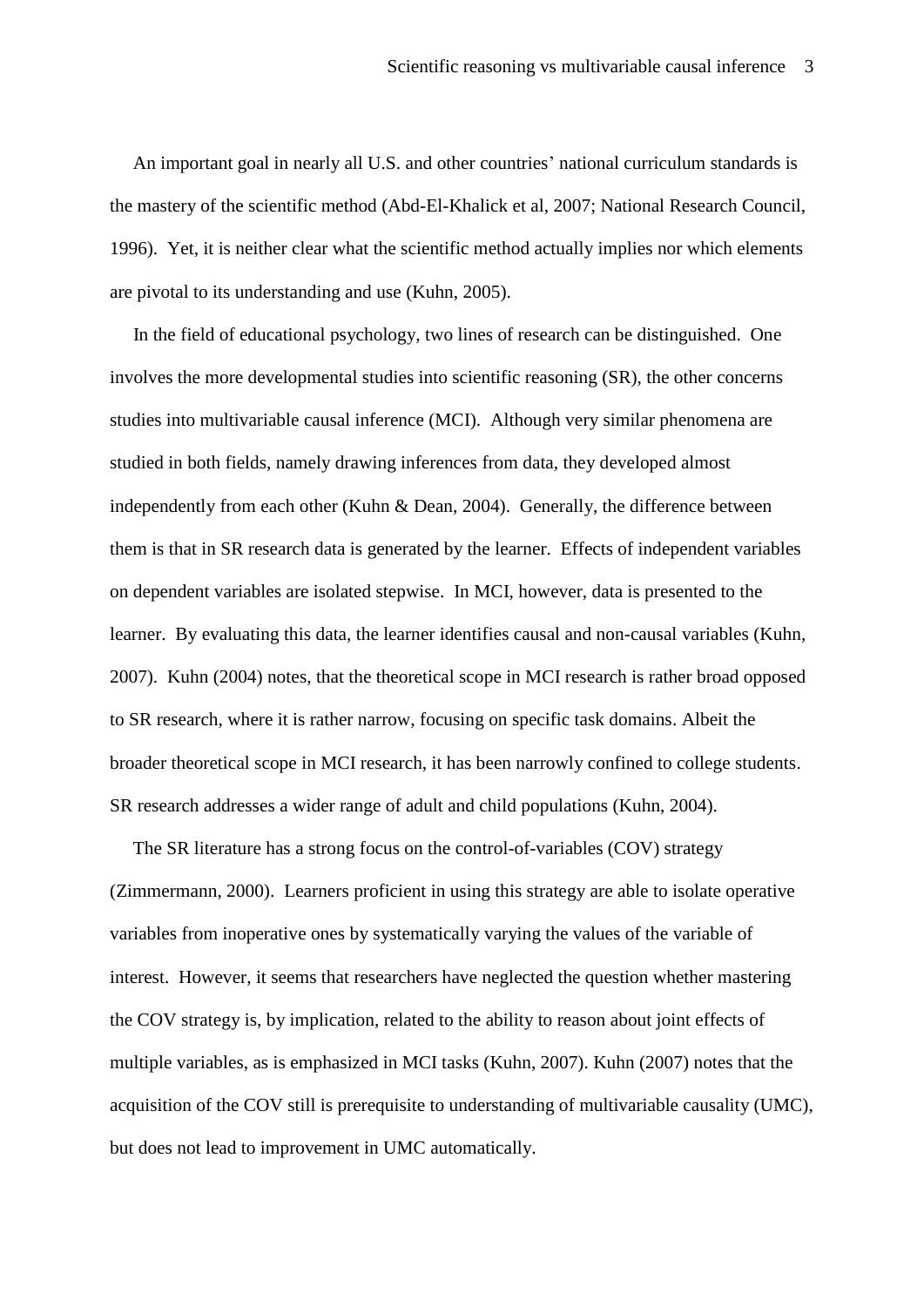An important goal in nearly all U.S. and other countries' national curriculum standards is the mastery of the scientific method (Abd-El-Khalick et al, 2007; National Research Council, 1996). Yet, it is neither clear what the scientific method actually implies nor which elements are pivotal to its understanding and use (Kuhn, 2005).

In the field of educational psychology, two lines of research can be distinguished. One involves the more developmental studies into scientific reasoning (SR), the other concerns studies into multivariable causal inference (MCI). Although very similar phenomena are studied in both fields, namely drawing inferences from data, they developed almost independently from each other (Kuhn & Dean, 2004). Generally, the difference between them is that in SR research data is generated by the learner. Effects of independent variables on dependent variables are isolated stepwise. In MCI, however, data is presented to the learner. By evaluating this data, the learner identifies causal and non-causal variables (Kuhn, 2007). Kuhn (2004) notes, that the theoretical scope in MCI research is rather broad opposed to SR research, where it is rather narrow, focusing on specific task domains. Albeit the broader theoretical scope in MCI research, it has been narrowly confined to college students. SR research addresses a wider range of adult and child populations (Kuhn, 2004).

The SR literature has a strong focus on the control-of-variables (COV) strategy (Zimmermann, 2000). Learners proficient in using this strategy are able to isolate operative variables from inoperative ones by systematically varying the values of the variable of interest. However, it seems that researchers have neglected the question whether mastering the COV strategy is, by implication, related to the ability to reason about joint effects of multiple variables, as is emphasized in MCI tasks (Kuhn, 2007). Kuhn (2007) notes that the acquisition of the COV still is prerequisite to understanding of multivariable causality (UMC), but does not lead to improvement in UMC automatically.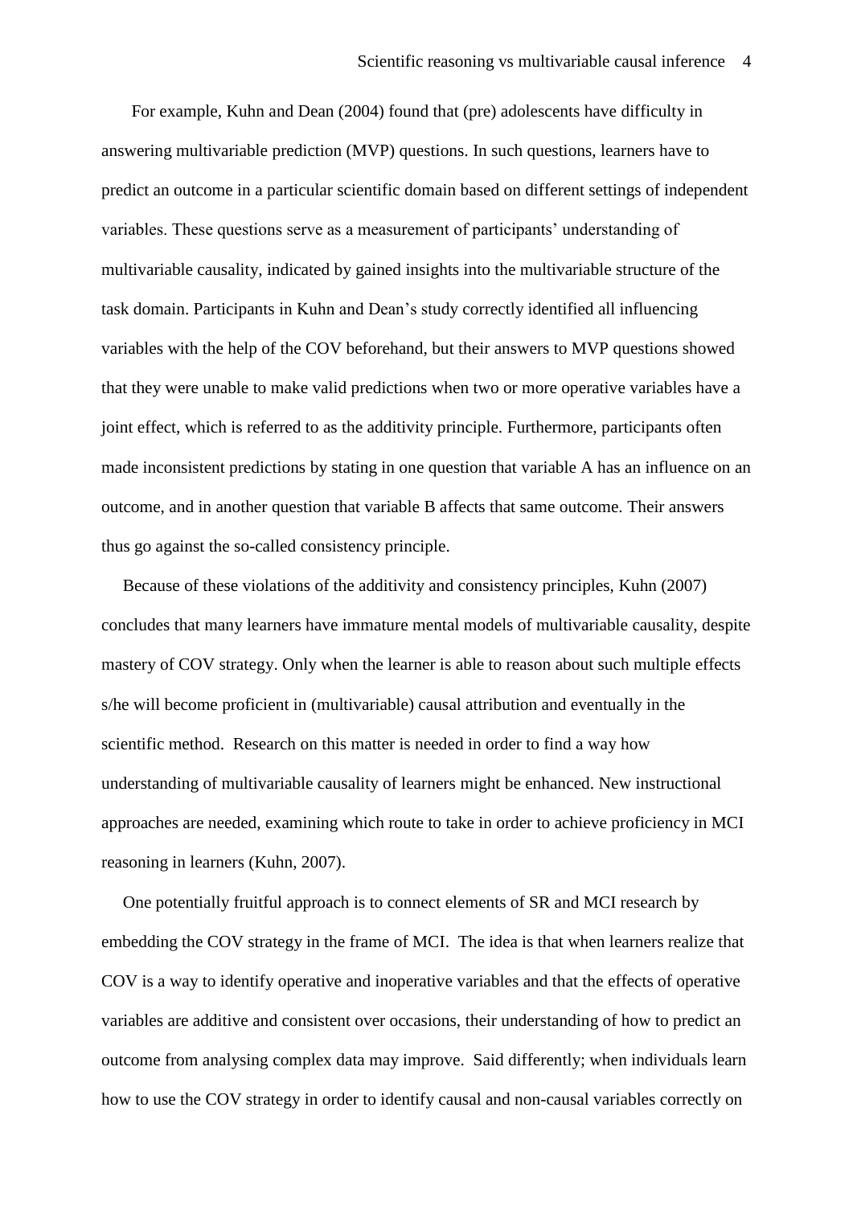For example, Kuhn and Dean (2004) found that (pre) adolescents have difficulty in answering multivariable prediction (MVP) questions. In such questions, learners have to predict an outcome in a particular scientific domain based on different settings of independent variables. These questions serve as a measurement of participants' understanding of multivariable causality, indicated by gained insights into the multivariable structure of the task domain. Participants in Kuhn and Dean's study correctly identified all influencing variables with the help of the COV beforehand, but their answers to MVP questions showed that they were unable to make valid predictions when two or more operative variables have a joint effect, which is referred to as the additivity principle. Furthermore, participants often made inconsistent predictions by stating in one question that variable A has an influence on an outcome, and in another question that variable B affects that same outcome. Their answers thus go against the so-called consistency principle.

Because of these violations of the additivity and consistency principles, Kuhn (2007) concludes that many learners have immature mental models of multivariable causality, despite mastery of COV strategy. Only when the learner is able to reason about such multiple effects s/he will become proficient in (multivariable) causal attribution and eventually in the scientific method. Research on this matter is needed in order to find a way how understanding of multivariable causality of learners might be enhanced. New instructional approaches are needed, examining which route to take in order to achieve proficiency in MCI reasoning in learners (Kuhn, 2007).

One potentially fruitful approach is to connect elements of SR and MCI research by embedding the COV strategy in the frame of MCI. The idea is that when learners realize that COV is a way to identify operative and inoperative variables and that the effects of operative variables are additive and consistent over occasions, their understanding of how to predict an outcome from analysing complex data may improve. Said differently; when individuals learn how to use the COV strategy in order to identify causal and non-causal variables correctly on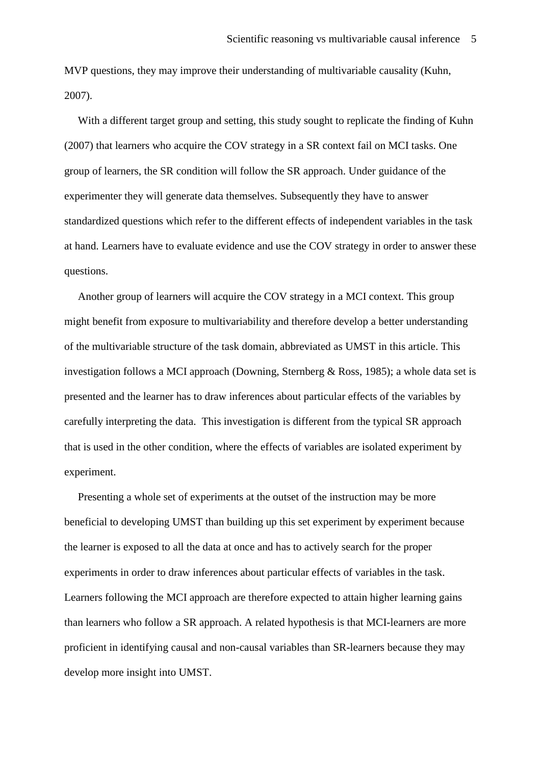MVP questions, they may improve their understanding of multivariable causality (Kuhn, 2007).

With a different target group and setting, this study sought to replicate the finding of Kuhn (2007) that learners who acquire the COV strategy in a SR context fail on MCI tasks. One group of learners, the SR condition will follow the SR approach. Under guidance of the experimenter they will generate data themselves. Subsequently they have to answer standardized questions which refer to the different effects of independent variables in the task at hand. Learners have to evaluate evidence and use the COV strategy in order to answer these questions.

Another group of learners will acquire the COV strategy in a MCI context. This group might benefit from exposure to multivariability and therefore develop a better understanding of the multivariable structure of the task domain, abbreviated as UMST in this article. This investigation follows a MCI approach (Downing, Sternberg & Ross, 1985); a whole data set is presented and the learner has to draw inferences about particular effects of the variables by carefully interpreting the data. This investigation is different from the typical SR approach that is used in the other condition, where the effects of variables are isolated experiment by experiment.

Presenting a whole set of experiments at the outset of the instruction may be more beneficial to developing UMST than building up this set experiment by experiment because the learner is exposed to all the data at once and has to actively search for the proper experiments in order to draw inferences about particular effects of variables in the task. Learners following the MCI approach are therefore expected to attain higher learning gains than learners who follow a SR approach. A related hypothesis is that MCI-learners are more proficient in identifying causal and non-causal variables than SR-learners because they may develop more insight into UMST.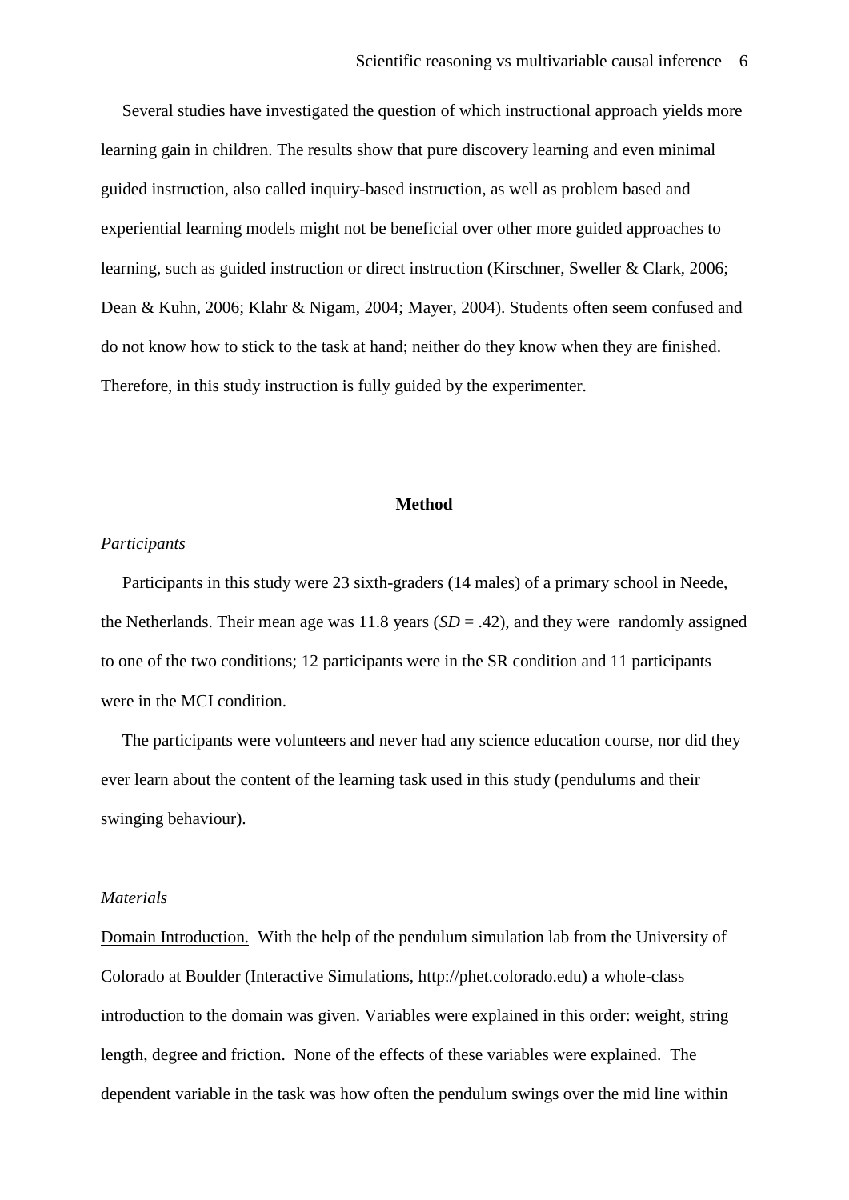Several studies have investigated the question of which instructional approach yields more learning gain in children. The results show that pure discovery learning and even minimal guided instruction, also called inquiry-based instruction, as well as problem based and experiential learning models might not be beneficial over other more guided approaches to learning, such as guided instruction or direct instruction (Kirschner, Sweller & Clark, 2006; Dean & Kuhn, 2006; Klahr & Nigam, 2004; Mayer, 2004). Students often seem confused and do not know how to stick to the task at hand; neither do they know when they are finished. Therefore, in this study instruction is fully guided by the experimenter.

## Method

### *Participants*

Participants in this study were 23 sixth-graders (14 males) of a primary school in Neede, the Netherlands. Their mean age was 11.8 years (*SD* = .42), and they were randomly assigned to one of the two conditions; 12 participants were in the SR condition and 11 participants were in the MCI condition.

The participants were volunteers and never had any science education course, nor did they ever learn about the content of the learning task used in this study (pendulums and their swinging behaviour).

### *Materials*

Domain Introduction. With the help of the pendulum simulation lab from the University of Colorado at Boulder (Interactive Simulations, http://phet.colorado.edu) a whole-class introduction to the domain was given. Variables were explained in this order: weight, string length, degree and friction. None of the effects of these variables were explained. The dependent variable in the task was how often the pendulum swings over the mid line within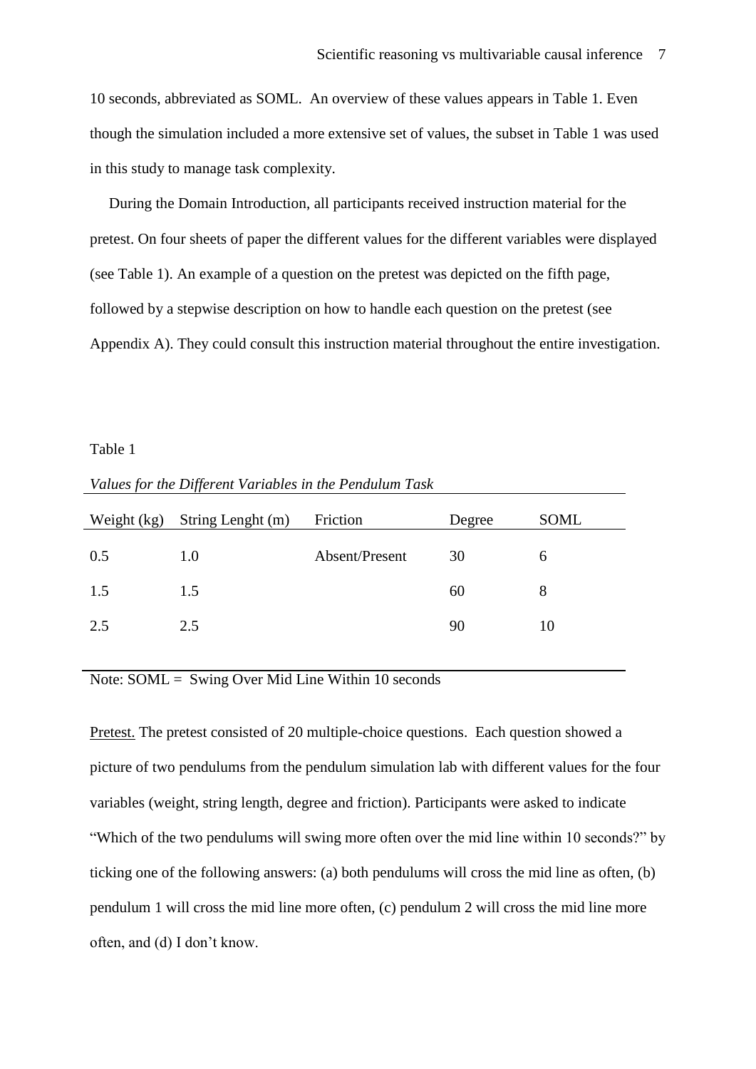10 seconds, abbreviated as SOML. An overview of these values appears in Table 1. Even though the simulation included a more extensive set of values, the subset in Table 1 was used in this study to manage task complexity.

During the Domain Introduction, all participants received instruction material for the pretest. On four sheets of paper the different values for the different variables were displayed (see Table 1). An example of a question on the pretest was depicted on the fifth page, followed by a stepwise description on how to handle each question on the pretest (see Appendix A). They could consult this instruction material throughout the entire investigation.

Table 1

*Values for the Different Variables in the Pendulum Task*

| Weight (kg) | String Lenght (m) | Friction | Degree | SOML |
|---|---|---|---|---|
| 0.5 | 1.0 | Absent/Present | 30 | 6 |
| 1.5 | 1.5 | | 60 | 8 |
| 2.5 | 2.5 | | 90 | 10 |

Note: SOML = Swing Over Mid Line Within 10 seconds

<u>Pretest.</u> The pretest consisted of 20 multiple-choice questions. Each question showed a picture of two pendulums from the pendulum simulation lab with different values for the four variables (weight, string length, degree and friction). Participants were asked to indicate "Which of the two pendulums will swing more often over the mid line within 10 seconds?" by ticking one of the following answers: (a) both pendulums will cross the mid line as often, (b) pendulum 1 will cross the mid line more often, (c) pendulum 2 will cross the mid line more often, and (d) I don't know.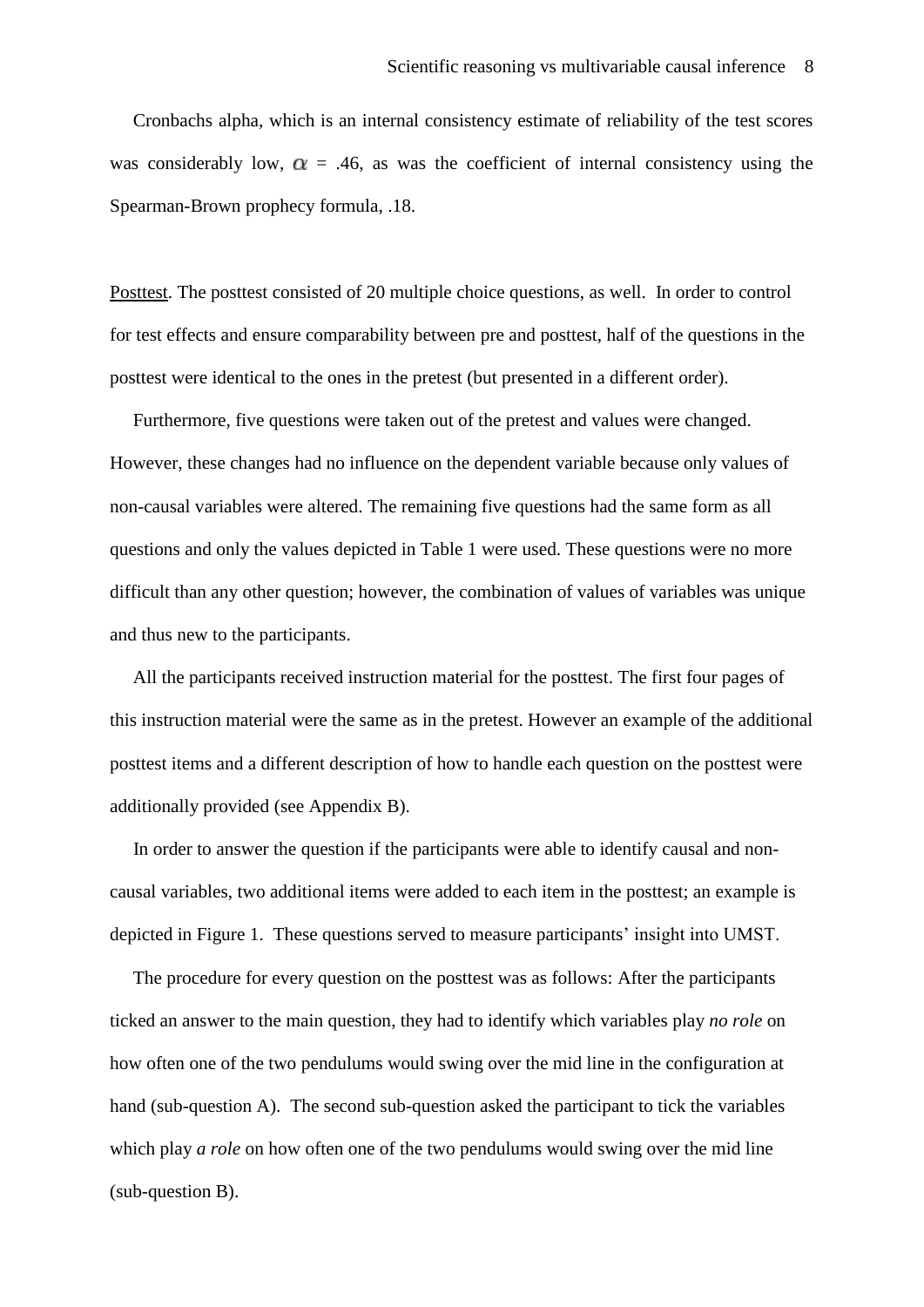Cronbachs alpha, which is an internal consistency estimate of reliability of the test scores was considerably low, $\alpha$ = .46, as was the coefficient of internal consistency using the Spearman-Brown prophecy formula, .18.

Posttest. The posttest consisted of 20 multiple choice questions, as well. In order to control for test effects and ensure comparability between pre and posttest, half of the questions in the posttest were identical to the ones in the pretest (but presented in a different order).

Furthermore, five questions were taken out of the pretest and values were changed. However, these changes had no influence on the dependent variable because only values of non-causal variables were altered. The remaining five questions had the same form as all questions and only the values depicted in Table 1 were used. These questions were no more difficult than any other question; however, the combination of values of variables was unique and thus new to the participants.

All the participants received instruction material for the posttest. The first four pages of this instruction material were the same as in the pretest. However an example of the additional posttest items and a different description of how to handle each question on the posttest were additionally provided (see Appendix B).

In order to answer the question if the participants were able to identify causal and non-causal variables, two additional items were added to each item in the posttest; an example is depicted in Figure 1. These questions served to measure participants' insight into UMST.

The procedure for every question on the posttest was as follows: After the participants ticked an answer to the main question, they had to identify which variables play *no role* on how often one of the two pendulums would swing over the mid line in the configuration at hand (sub-question A). The second sub-question asked the participant to tick the variables which play *a role* on how often one of the two pendulums would swing over the mid line (sub-question B).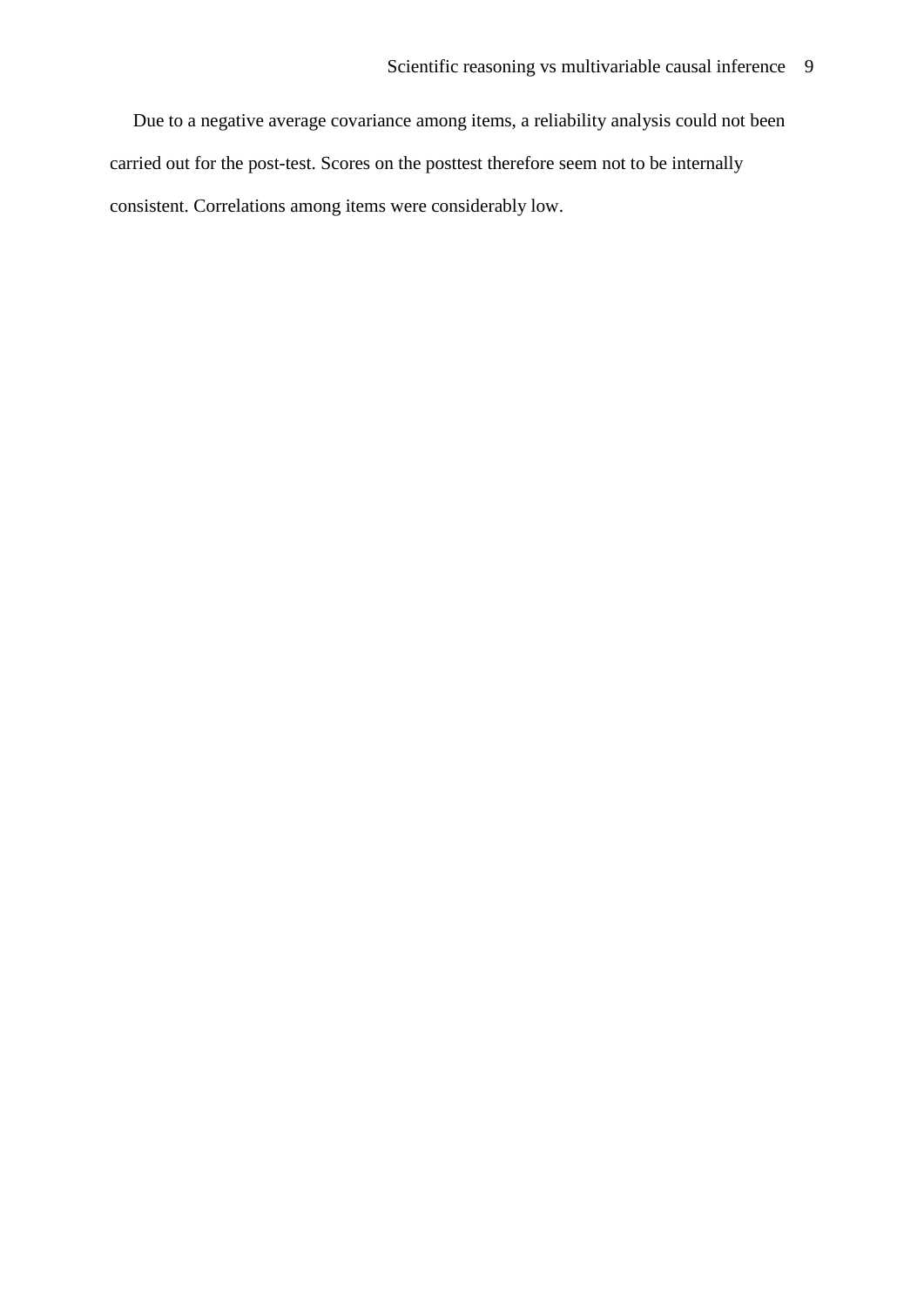Due to a negative average covariance among items, a reliability analysis could not been carried out for the post-test. Scores on the posttest therefore seem not to be internally consistent. Correlations among items were considerably low.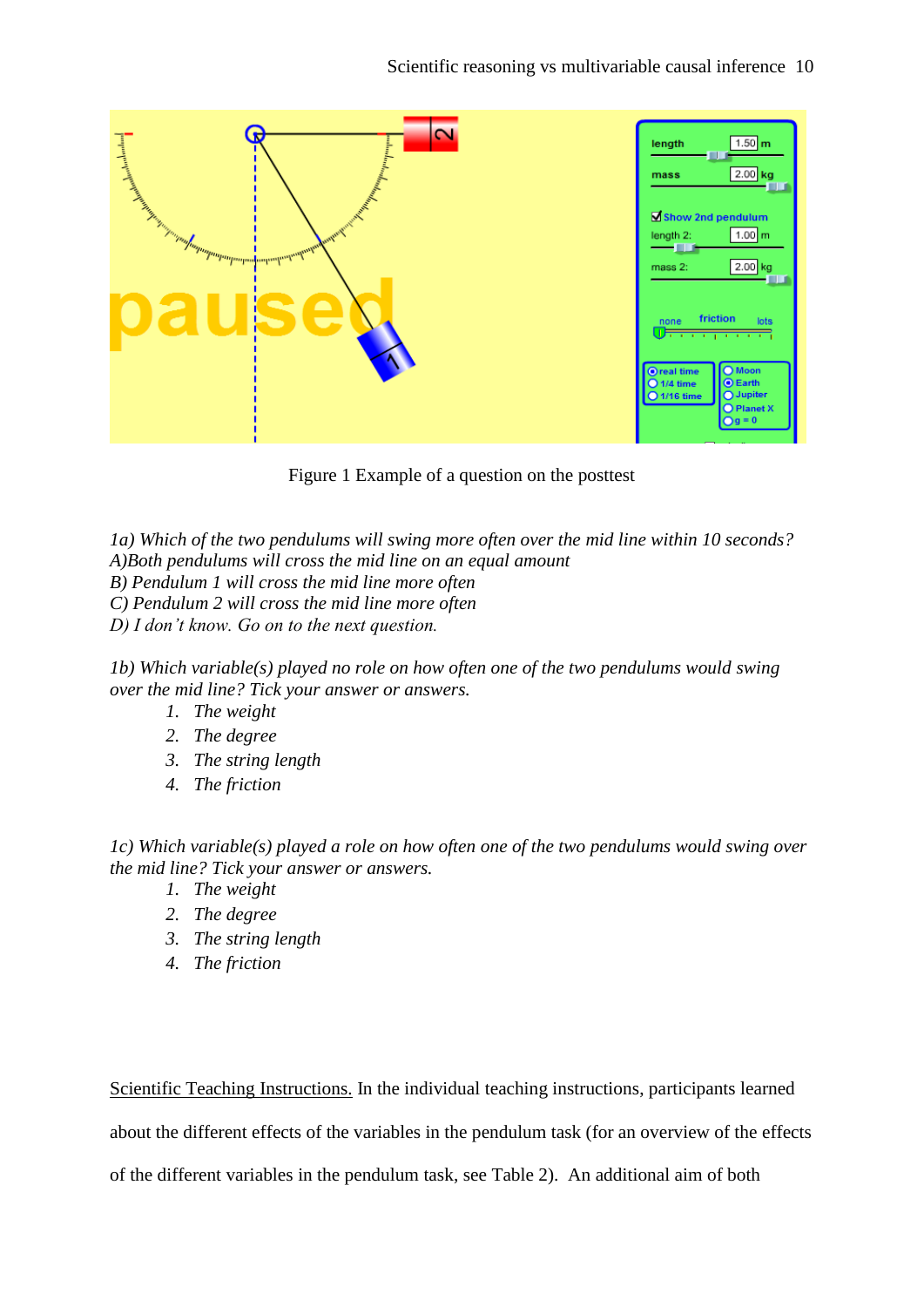Figure 1 Example of a question on the posttest

*1a) Which of the two pendulums will swing more often over the mid line within 10 seconds?*
*A)Both pendulums will cross the mid line on an equal amount*
*B) Pendulum 1 will cross the mid line more often*
*C) Pendulum 2 will cross the mid line more often*
*D) I don't know. Go on to the next question.*

*1b) Which variable(s) played no role on how often one of the two pendulums would swing over the mid line? Tick your answer or answers.*

1. *The weight*
2. *The degree*
3. *The string length*
4. *The friction*

*1c) Which variable(s) played a role on how often one of the two pendulums would swing over the mid line? Tick your answer or answers.*

1. *The weight*
2. *The degree*
3. *The string length*
4. *The friction*

Scientific Teaching Instructions. In the individual teaching instructions, participants learned about the different effects of the variables in the pendulum task (for an overview of the effects of the different variables in the pendulum task, see Table 2). An additional aim of both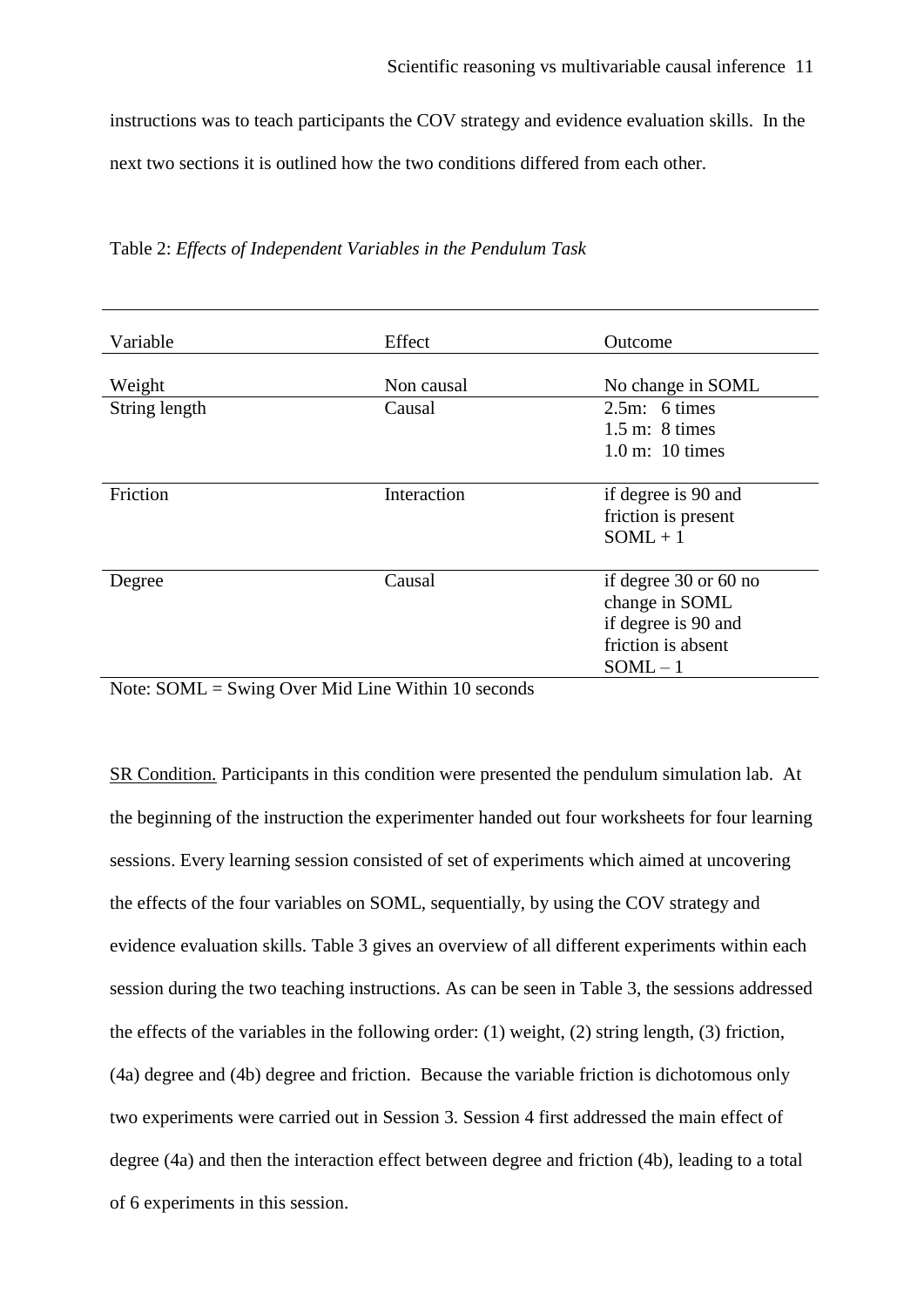instructions was to teach participants the COV strategy and evidence evaluation skills. In the next two sections it is outlined how the two conditions differed from each other.

Table 2: *Effects of Independent Variables in the Pendulum Task*

| Variable | Effect | Outcome |
|---|---|---|
| Weight | Non causal | No change in SOML |
| String length | Causal | 2.5m: 6 times<br>1.5 m: 8 times<br>1.0 m: 10 times |
| Friction | Interaction | if degree is 90 and friction is present SOML + 1 |
| Degree | Causal | if degree 30 or 60 no change in SOML<br>if degree is 90 and friction is absent SOML – 1 |

Note: SOML = Swing Over Mid Line Within 10 seconds

SR Condition. Participants in this condition were presented the pendulum simulation lab. At the beginning of the instruction the experimenter handed out four worksheets for four learning sessions. Every learning session consisted of set of experiments which aimed at uncovering the effects of the four variables on SOML, sequentially, by using the COV strategy and evidence evaluation skills. Table 3 gives an overview of all different experiments within each session during the two teaching instructions. As can be seen in Table 3, the sessions addressed the effects of the variables in the following order: (1) weight, (2) string length, (3) friction, (4a) degree and (4b) degree and friction. Because the variable friction is dichotomous only two experiments were carried out in Session 3. Session 4 first addressed the main effect of degree (4a) and then the interaction effect between degree and friction (4b), leading to a total of 6 experiments in this session.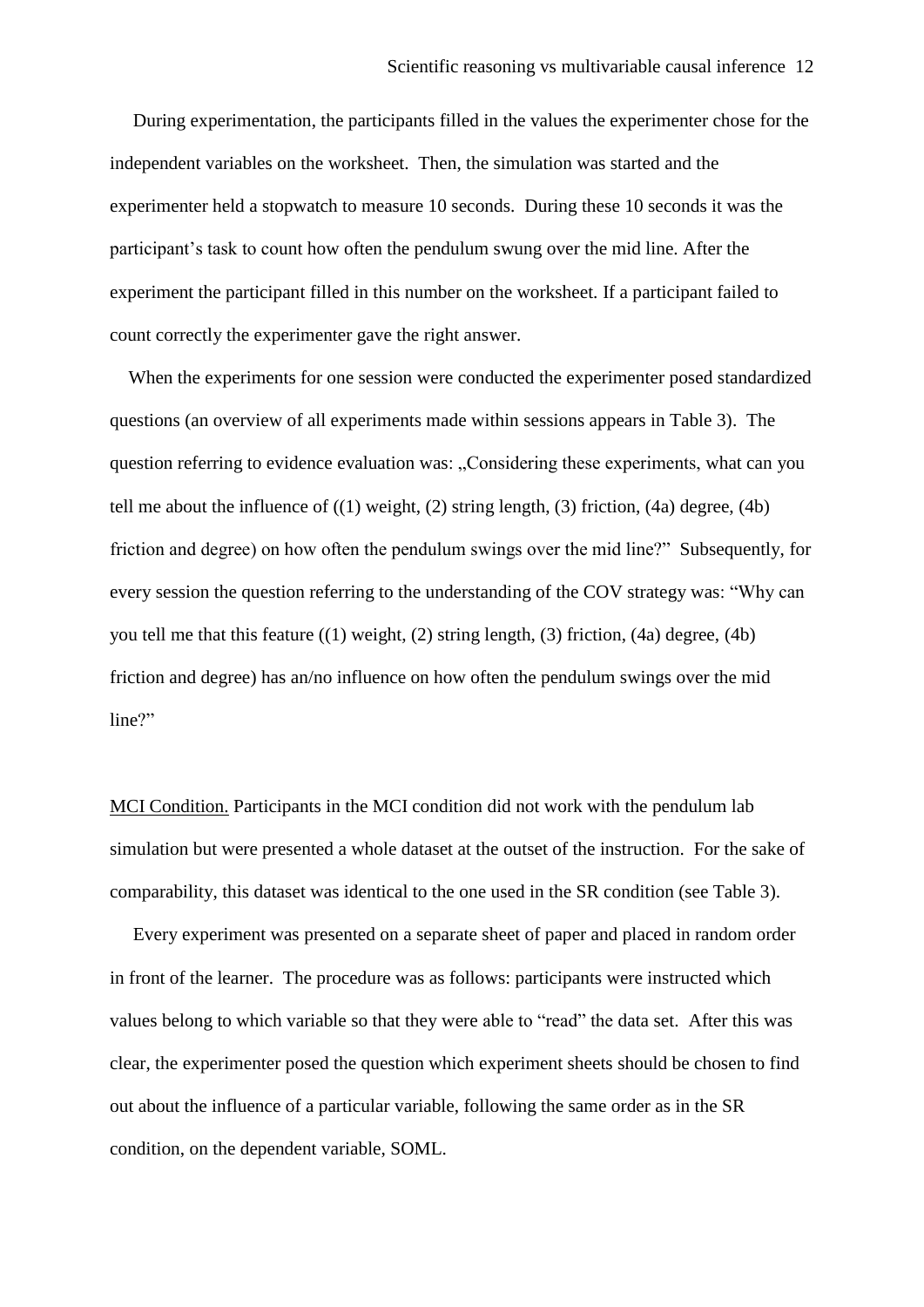During experimentation, the participants filled in the values the experimenter chose for the independent variables on the worksheet. Then, the simulation was started and the experimenter held a stopwatch to measure 10 seconds. During these 10 seconds it was the participant's task to count how often the pendulum swung over the mid line. After the experiment the participant filled in this number on the worksheet. If a participant failed to count correctly the experimenter gave the right answer.

When the experiments for one session were conducted the experimenter posed standardized questions (an overview of all experiments made within sessions appears in Table 3). The question referring to evidence evaluation was: „Considering these experiments, what can you tell me about the influence of ((1) weight, (2) string length, (3) friction, (4a) degree, (4b) friction and degree) on how often the pendulum swings over the mid line?" Subsequently, for every session the question referring to the understanding of the COV strategy was: "Why can you tell me that this feature ((1) weight, (2) string length, (3) friction, (4a) degree, (4b) friction and degree) has an/no influence on how often the pendulum swings over the mid line?"

MCI Condition. Participants in the MCI condition did not work with the pendulum lab simulation but were presented a whole dataset at the outset of the instruction. For the sake of comparability, this dataset was identical to the one used in the SR condition (see Table 3).

Every experiment was presented on a separate sheet of paper and placed in random order in front of the learner. The procedure was as follows: participants were instructed which values belong to which variable so that they were able to "read" the data set. After this was clear, the experimenter posed the question which experiment sheets should be chosen to find out about the influence of a particular variable, following the same order as in the SR condition, on the dependent variable, SOML.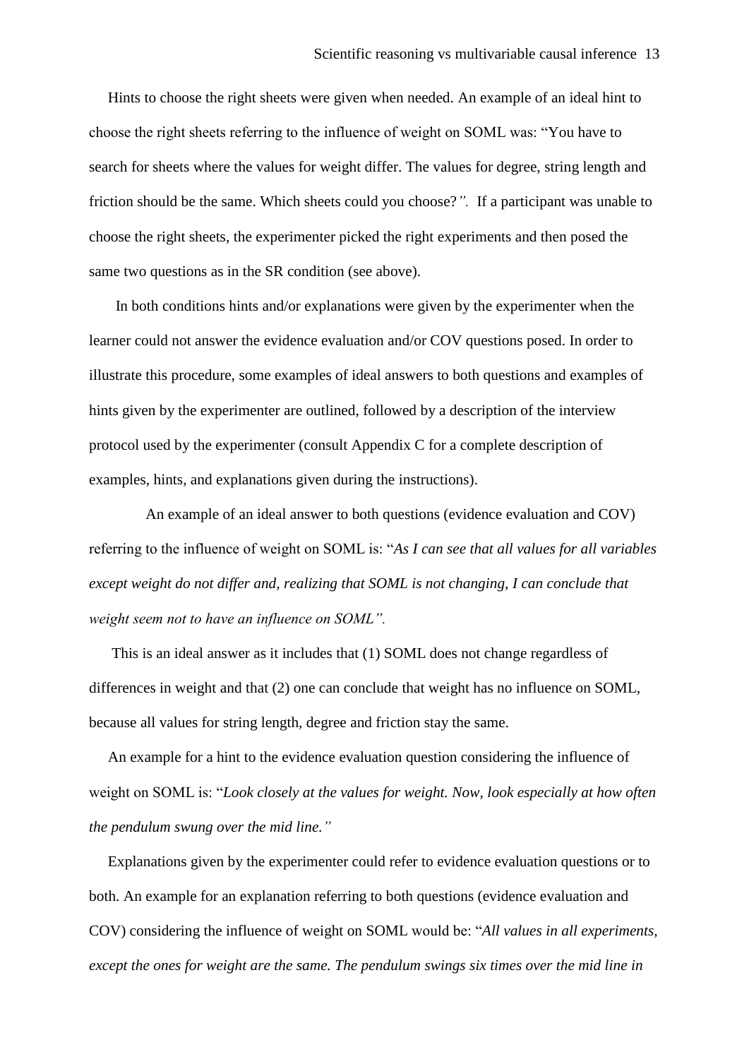Hints to choose the right sheets were given when needed. An example of an ideal hint to choose the right sheets referring to the influence of weight on SOML was: "You have to search for sheets where the values for weight differ. The values for degree, string length and friction should be the same. Which sheets could you choose?*".* If a participant was unable to choose the right sheets, the experimenter picked the right experiments and then posed the same two questions as in the SR condition (see above).

In both conditions hints and/or explanations were given by the experimenter when the learner could not answer the evidence evaluation and/or COV questions posed. In order to illustrate this procedure, some examples of ideal answers to both questions and examples of hints given by the experimenter are outlined, followed by a description of the interview protocol used by the experimenter (consult Appendix C for a complete description of examples, hints, and explanations given during the instructions).

An example of an ideal answer to both questions (evidence evaluation and COV) referring to the influence of weight on SOML is: "*As I can see that all values for all variables except weight do not differ and, realizing that SOML is not changing, I can conclude that weight seem not to have an influence on SOML".*

This is an ideal answer as it includes that (1) SOML does not change regardless of differences in weight and that (2) one can conclude that weight has no influence on SOML, because all values for string length, degree and friction stay the same.

An example for a hint to the evidence evaluation question considering the influence of weight on SOML is: "*Look closely at the values for weight. Now, look especially at how often the pendulum swung over the mid line."*

Explanations given by the experimenter could refer to evidence evaluation questions or to both. An example for an explanation referring to both questions (evidence evaluation and COV) considering the influence of weight on SOML would be: "*All values in all experiments, except the ones for weight are the same. The pendulum swings six times over the mid line in*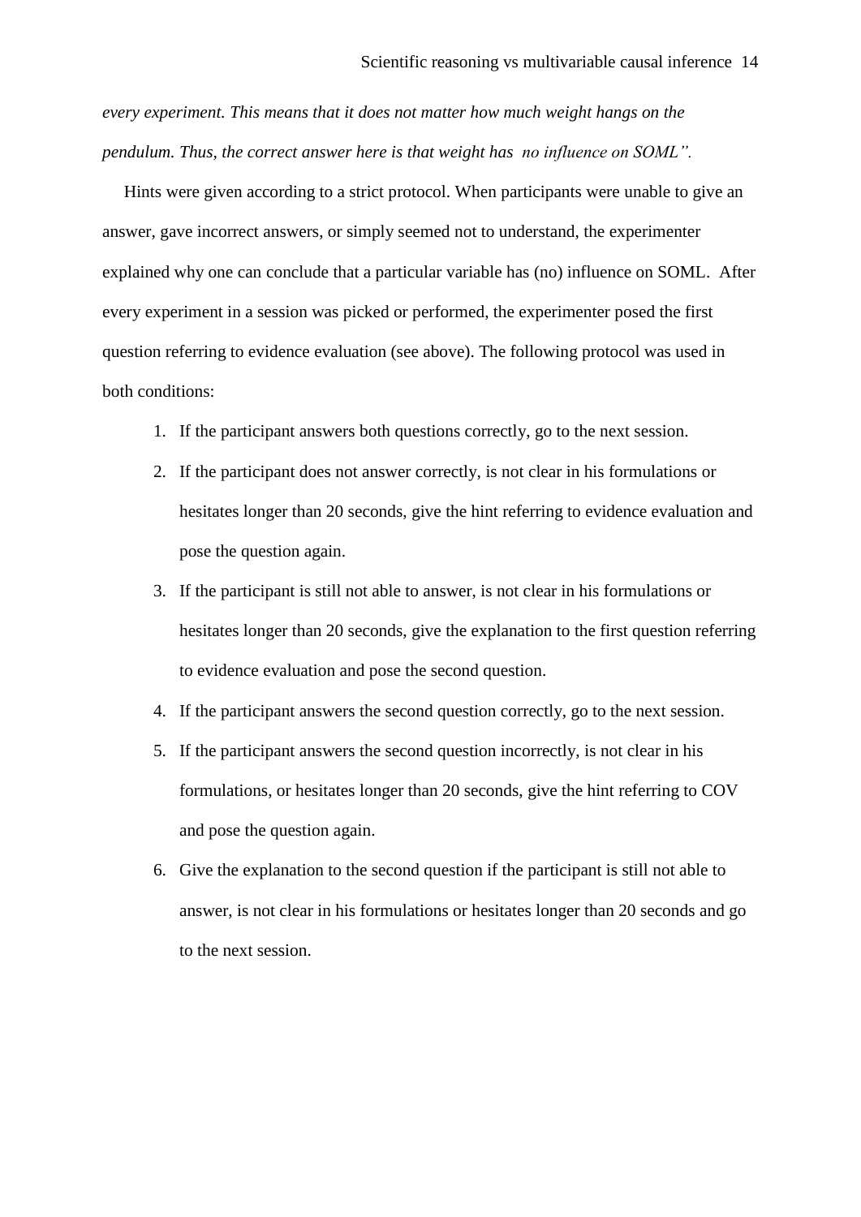*every experiment. This means that it does not matter how much weight hangs on the pendulum. Thus, the correct answer here is that weight has no influence on SOML".*

Hints were given according to a strict protocol. When participants were unable to give an answer, gave incorrect answers, or simply seemed not to understand, the experimenter explained why one can conclude that a particular variable has (no) influence on SOML. After every experiment in a session was picked or performed, the experimenter posed the first question referring to evidence evaluation (see above). The following protocol was used in both conditions:

1. If the participant answers both questions correctly, go to the next session.
2. If the participant does not answer correctly, is not clear in his formulations or hesitates longer than 20 seconds, give the hint referring to evidence evaluation and pose the question again.
3. If the participant is still not able to answer, is not clear in his formulations or hesitates longer than 20 seconds, give the explanation to the first question referring to evidence evaluation and pose the second question.
4. If the participant answers the second question correctly, go to the next session.
5. If the participant answers the second question incorrectly, is not clear in his formulations, or hesitates longer than 20 seconds, give the hint referring to COV and pose the question again.
6. Give the explanation to the second question if the participant is still not able to answer, is not clear in his formulations or hesitates longer than 20 seconds and go to the next session.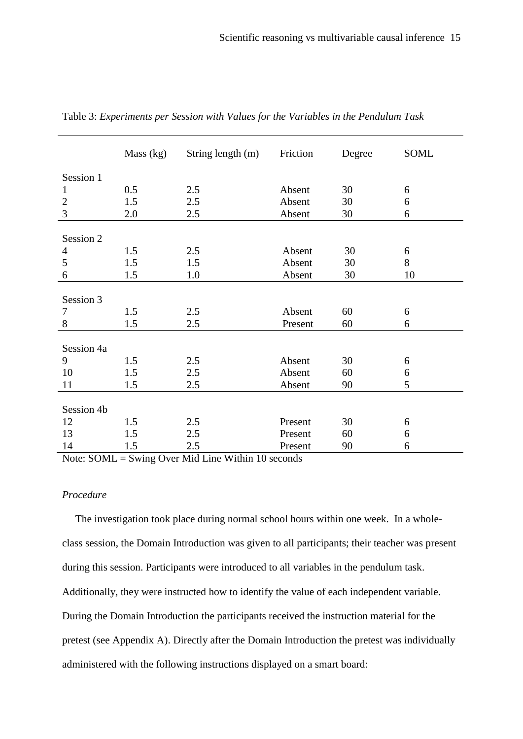Table 3: *Experiments per Session with Values for the Variables in the Pendulum Task*

| | Mass (kg) | String length (m) | Friction | Degree | SOML |
|---|---|---|---|---|---|
| Session 1 | | | | | |
| 1 | 0.5 | 2.5 | Absent | 30 | 6 |
| 2 | 1.5 | 2.5 | Absent | 30 | 6 |
| 3 | 2.0 | 2.5 | Absent | 30 | 6 |
| Session 2 | | | | | |
| 4 | 1.5 | 2.5 | Absent | 30 | 6 |
| 5 | 1.5 | 1.5 | Absent | 30 | 8 |
| 6 | 1.5 | 1.0 | Absent | 30 | 10 |
| Session 3 | | | | | |
| 7 | 1.5 | 2.5 | Absent | 60 | 6 |
| 8 | 1.5 | 2.5 | Present | 60 | 6 |
| Session 4a | | | | | |
| 9 | 1.5 | 2.5 | Absent | 30 | 6 |
| 10 | 1.5 | 2.5 | Absent | 60 | 6 |
| 11 | 1.5 | 2.5 | Absent | 90 | 5 |
| Session 4b | | | | | |
| 12 | 1.5 | 2.5 | Present | 30 | 6 |
| 13 | 1.5 | 2.5 | Present | 60 | 6 |
| 14 | 1.5 | 2.5 | Present | 90 | 6 |

Note: SOML = Swing Over Mid Line Within 10 seconds

*Procedure*

The investigation took place during normal school hours within one week. In a whole-class session, the Domain Introduction was given to all participants; their teacher was present during this session. Participants were introduced to all variables in the pendulum task. Additionally, they were instructed how to identify the value of each independent variable. During the Domain Introduction the participants received the instruction material for the pretest (see Appendix A). Directly after the Domain Introduction the pretest was individually administered with the following instructions displayed on a smart board: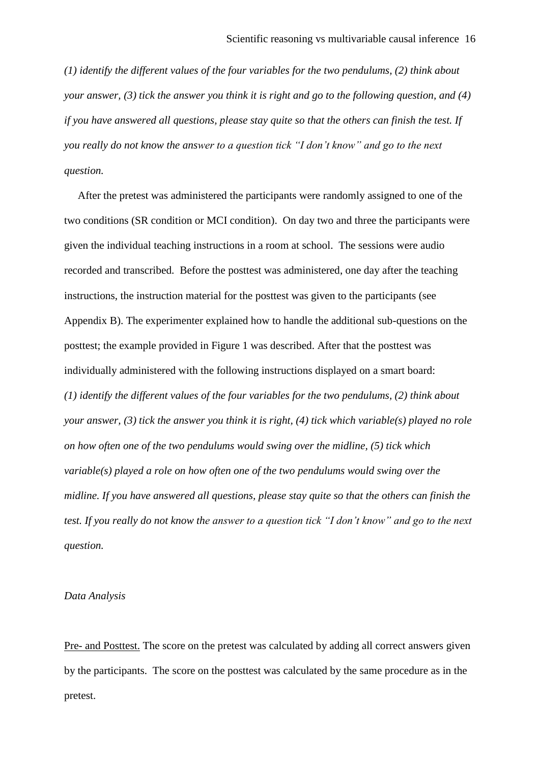*(1) identify the different values of the four variables for the two pendulums, (2) think about your answer, (3) tick the answer you think it is right and go to the following question, and (4) if you have answered all questions, please stay quite so that the others can finish the test. If you really do not know the answer to a question tick "I don't know" and go to the next question.*

After the pretest was administered the participants were randomly assigned to one of the two conditions (SR condition or MCI condition). On day two and three the participants were given the individual teaching instructions in a room at school. The sessions were audio recorded and transcribed. Before the posttest was administered, one day after the teaching instructions, the instruction material for the posttest was given to the participants (see Appendix B). The experimenter explained how to handle the additional sub-questions on the posttest; the example provided in Figure 1 was described. After that the posttest was individually administered with the following instructions displayed on a smart board: *(1) identify the different values of the four variables for the two pendulums, (2) think about your answer, (3) tick the answer you think it is right, (4) tick which variable(s) played no role on how often one of the two pendulums would swing over the midline, (5) tick which variable(s) played a role on how often one of the two pendulums would swing over the midline. If you have answered all questions, please stay quite so that the others can finish the test. If you really do not know the answer to a question tick "I don't know" and go to the next question.*

*Data Analysis*

Pre- and Posttest. The score on the pretest was calculated by adding all correct answers given by the participants. The score on the posttest was calculated by the same procedure as in the pretest.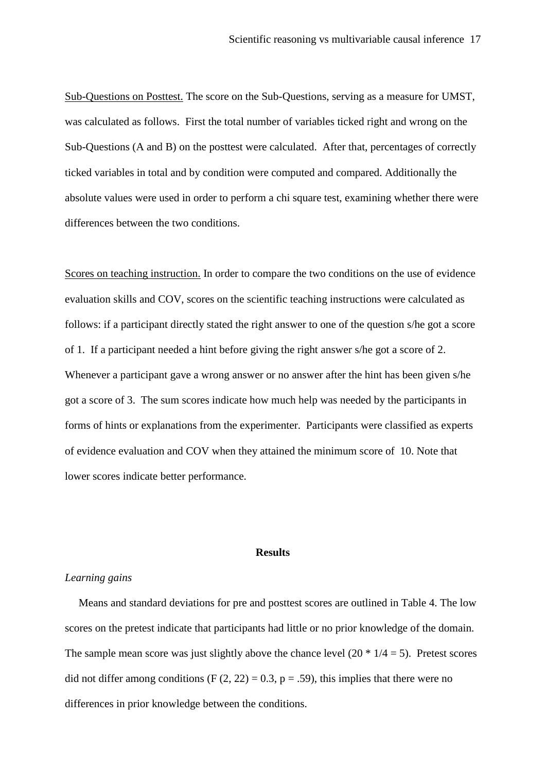Sub-Questions on Posttest. The score on the Sub-Questions, serving as a measure for UMST, was calculated as follows. First the total number of variables ticked right and wrong on the Sub-Questions (A and B) on the posttest were calculated. After that, percentages of correctly ticked variables in total and by condition were computed and compared. Additionally the absolute values were used in order to perform a chi square test, examining whether there were differences between the two conditions.

Scores on teaching instruction. In order to compare the two conditions on the use of evidence evaluation skills and COV, scores on the scientific teaching instructions were calculated as follows: if a participant directly stated the right answer to one of the question s/he got a score of 1. If a participant needed a hint before giving the right answer s/he got a score of 2. Whenever a participant gave a wrong answer or no answer after the hint has been given s/he got a score of 3. The sum scores indicate how much help was needed by the participants in forms of hints or explanations from the experimenter. Participants were classified as experts of evidence evaluation and COV when they attained the minimum score of 10. Note that lower scores indicate better performance.

## Results

*Learning gains*

Means and standard deviations for pre and posttest scores are outlined in Table 4. The low scores on the pretest indicate that participants had little or no prior knowledge of the domain. The sample mean score was just slightly above the chance level ($20 * 1/4 = 5$). Pretest scores did not differ among conditions ($F(2, 22) = 0.3$, $p = .59$), this implies that there were no differences in prior knowledge between the conditions.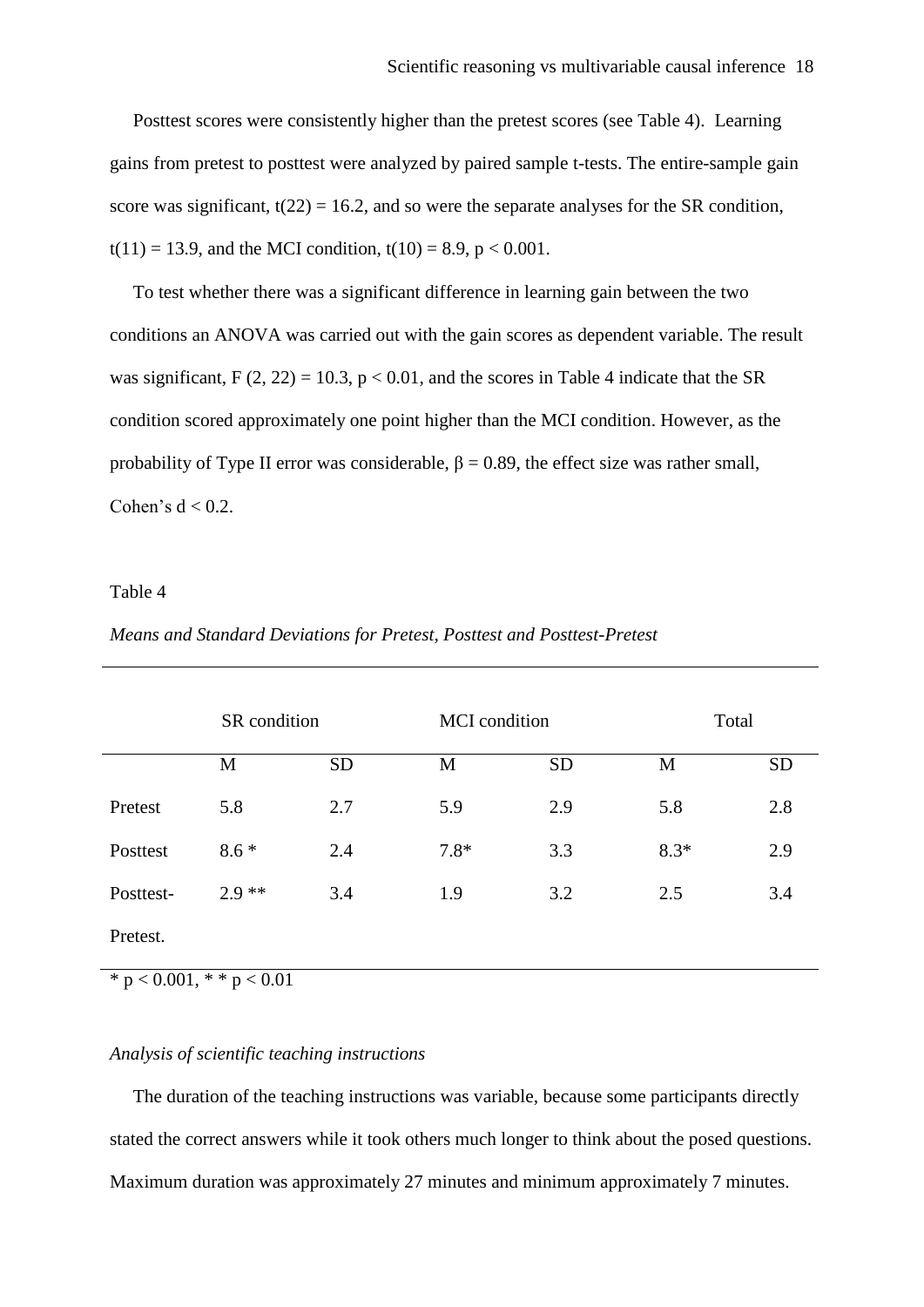Posttest scores were consistently higher than the pretest scores (see Table 4). Learning gains from pretest to posttest were analyzed by paired sample t-tests. The entire-sample gain score was significant, $t(22) = 16.2$, and so were the separate analyses for the SR condition, $t(11) = 13.9$, and the MCI condition, $t(10) = 8.9$, $p < 0.001$.

To test whether there was a significant difference in learning gain between the two conditions an ANOVA was carried out with the gain scores as dependent variable. The result was significant, $F(2, 22) = 10.3$, $p < 0.01$, and the scores in Table 4 indicate that the SR condition scored approximately one point higher than the MCI condition. However, as the probability of Type II error was considerable, $\beta = 0.89$, the effect size was rather small, Cohen's $d < 0.2$.

Table 4

*Means and Standard Deviations for Pretest, Posttest and Posttest-Pretest*

| | SR condition | | MCI condition | | Total | |
|---|---|---|---|---|---|---|
| | M | SD | M | SD | M | SD |
| Pretest | 5.8 | 2.7 | 5.9 | 2.9 | 5.8 | 2.8 |
| Posttest | 8.6 * | 2.4 | 7.8* | 3.3 | 8.3* | 2.9 |
| Posttest-Pretest. | 2.9 ** | 3.4 | 1.9 | 3.2 | 2.5 | 3.4 |

\* $p < 0.001$, \* \* $p < 0.01$

*Analysis of scientific teaching instructions*

The duration of the teaching instructions was variable, because some participants directly stated the correct answers while it took others much longer to think about the posed questions. Maximum duration was approximately 27 minutes and minimum approximately 7 minutes.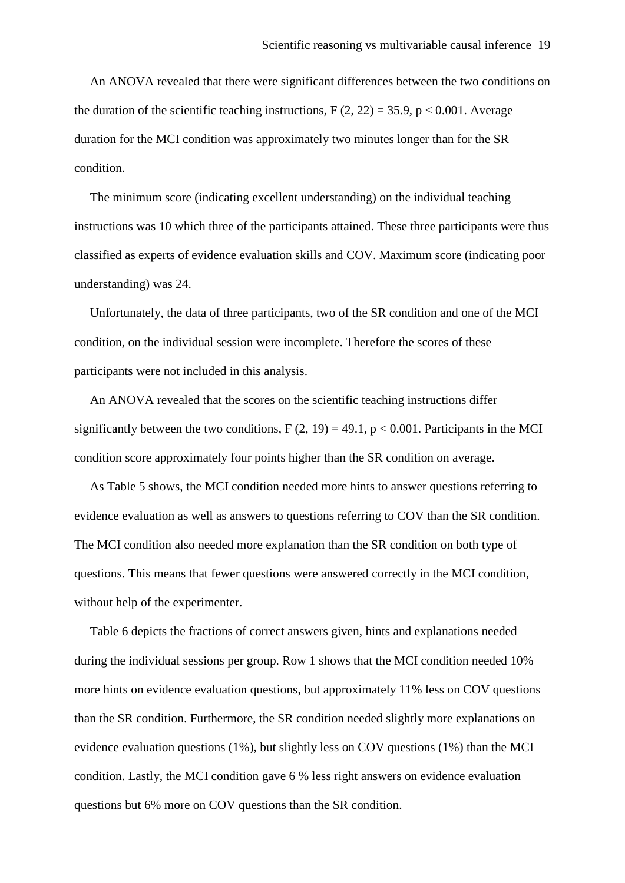An ANOVA revealed that there were significant differences between the two conditions on the duration of the scientific teaching instructions, $F (2, 22) = 35.9$, $p < 0.001$. Average duration for the MCI condition was approximately two minutes longer than for the SR condition.

The minimum score (indicating excellent understanding) on the individual teaching instructions was 10 which three of the participants attained. These three participants were thus classified as experts of evidence evaluation skills and COV. Maximum score (indicating poor understanding) was 24.

Unfortunately, the data of three participants, two of the SR condition and one of the MCI condition, on the individual session were incomplete. Therefore the scores of these participants were not included in this analysis.

An ANOVA revealed that the scores on the scientific teaching instructions differ significantly between the two conditions, $F (2, 19) = 49.1$, $p < 0.001$. Participants in the MCI condition score approximately four points higher than the SR condition on average.

As Table 5 shows, the MCI condition needed more hints to answer questions referring to evidence evaluation as well as answers to questions referring to COV than the SR condition. The MCI condition also needed more explanation than the SR condition on both type of questions. This means that fewer questions were answered correctly in the MCI condition, without help of the experimenter.

Table 6 depicts the fractions of correct answers given, hints and explanations needed during the individual sessions per group. Row 1 shows that the MCI condition needed 10% more hints on evidence evaluation questions, but approximately 11% less on COV questions than the SR condition. Furthermore, the SR condition needed slightly more explanations on evidence evaluation questions (1%), but slightly less on COV questions (1%) than the MCI condition. Lastly, the MCI condition gave 6 % less right answers on evidence evaluation questions but 6% more on COV questions than the SR condition.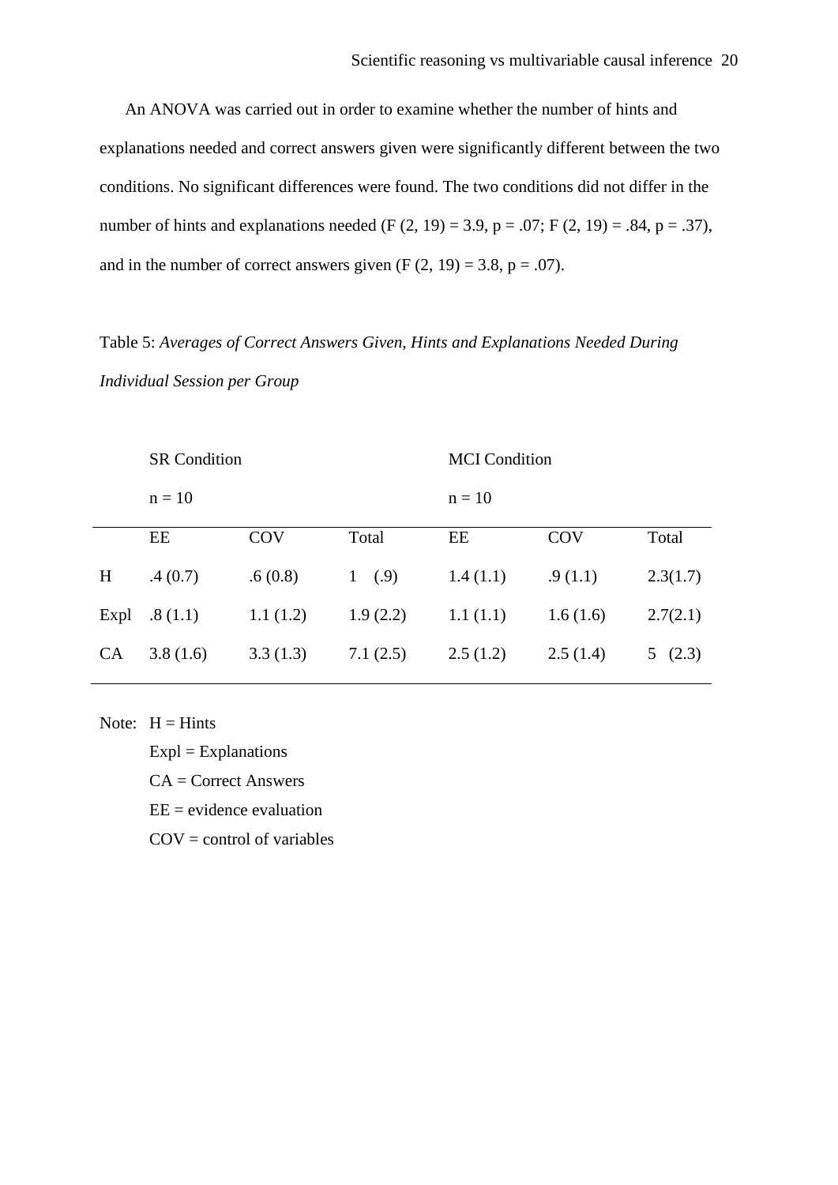An ANOVA was carried out in order to examine whether the number of hints and explanations needed and correct answers given were significantly different between the two conditions. No significant differences were found. The two conditions did not differ in the number of hints and explanations needed ($F(2, 19) = 3.9$, $p = .07$; $F(2, 19) = .84$, $p = .37$), and in the number of correct answers given ($F(2, 19) = 3.8$, $p = .07$).

Table 5: *Averages of Correct Answers Given, Hints and Explanations Needed During Individual Session per Group*

| | SR Condition n = 10 | | | MCI Condition n = 10 | | |
|---|---|---|---|---|---|---|
| | EE | COV | Total | EE | COV | Total |
| H | .4 (0.7) | .6 (0.8) | 1 (.9) | 1.4 (1.1) | .9 (1.1) | 2.3(1.7) |
| Expl | .8 (1.1) | 1.1 (1.2) | 1.9 (2.2) | 1.1 (1.1) | 1.6 (1.6) | 2.7(2.1) |
| CA | 3.8 (1.6) | 3.3 (1.3) | 7.1 (2.5) | 2.5 (1.2) | 2.5 (1.4) | 5 (2.3) |

Note: H = Hints
Expl = Explanations
CA = Correct Answers
EE = evidence evaluation
COV = control of variables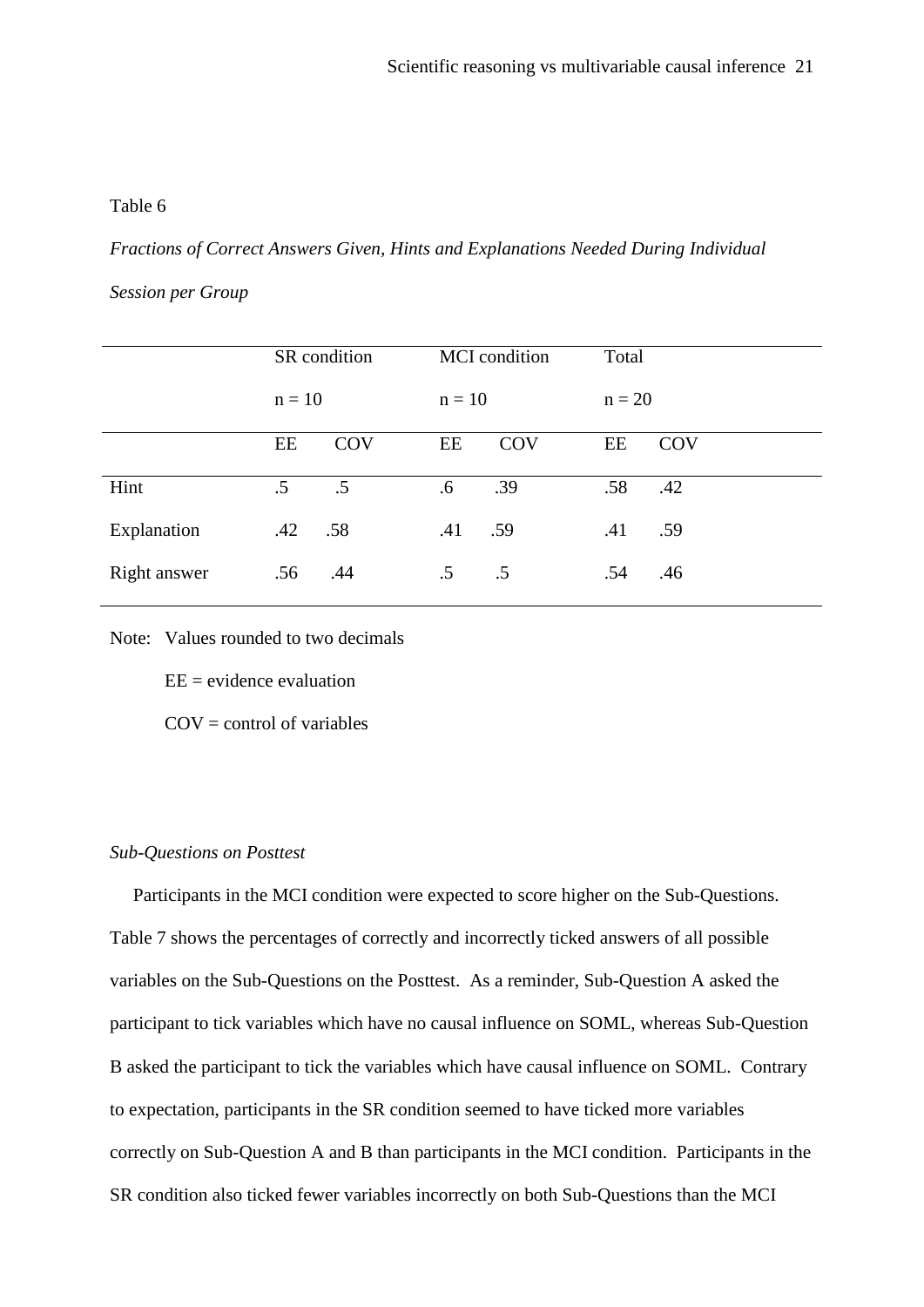Table 6

*Fractions of Correct Answers Given, Hints and Explanations Needed During Individual Session per Group*

| | SR condition n = 10 | | MCI condition n = 10 | | Total n = 20 | |
|---|---|---|---|---|---|---|
| | EE | COV | EE | COV | EE | COV |
| Hint | .5 | .5 | .6 | .39 | .58 | .42 |
| Explanation | .42 | .58 | .41 | .59 | .41 | .59 |
| Right answer | .56 | .44 | .5 | .5 | .54 | .46 |

Note: Values rounded to two decimals

EE = evidence evaluation

COV = control of variables

*Sub-Questions on Posttest*

Participants in the MCI condition were expected to score higher on the Sub-Questions. Table 7 shows the percentages of correctly and incorrectly ticked answers of all possible variables on the Sub-Questions on the Posttest. As a reminder, Sub-Question A asked the participant to tick variables which have no causal influence on SOML, whereas Sub-Question B asked the participant to tick the variables which have causal influence on SOML. Contrary to expectation, participants in the SR condition seemed to have ticked more variables correctly on Sub-Question A and B than participants in the MCI condition. Participants in the SR condition also ticked fewer variables incorrectly on both Sub-Questions than the MCI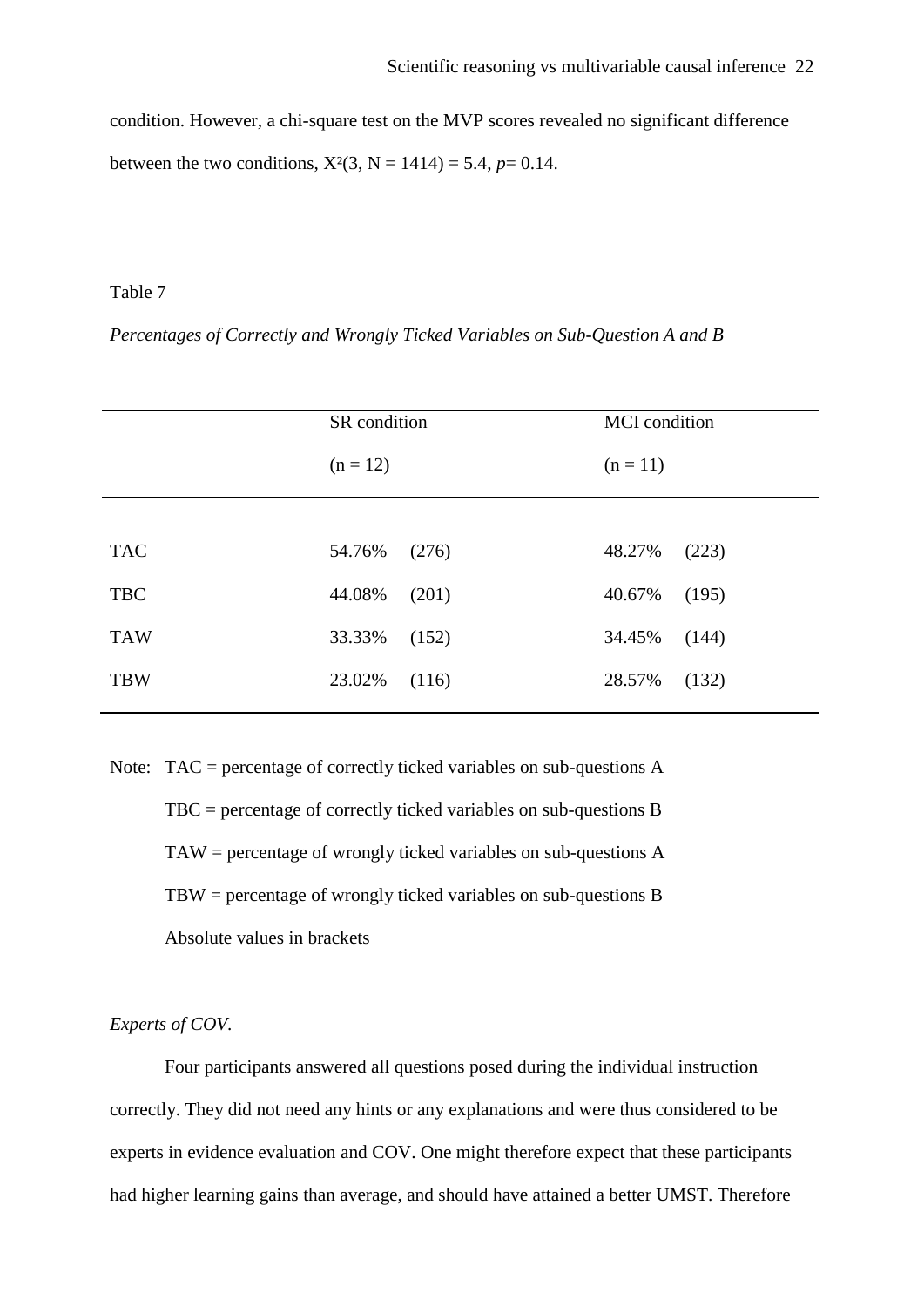condition. However, a chi-square test on the MVP scores revealed no significant difference between the two conditions, $X^2(3, N = 1414) = 5.4$, $p = 0.14$.

Table 7

*Percentages of Correctly and Wrongly Ticked Variables on Sub-Question A and B*

| | SR condition (n = 12) | | MCI condition (n = 11) | |
|---|---|---|---|---|
| TAC | 54.76% | (276) | 48.27% | (223) |
| TBC | 44.08% | (201) | 40.67% | (195) |
| TAW | 33.33% | (152) | 34.45% | (144) |
| TBW | 23.02% | (116) | 28.57% | (132) |

Note: TAC = percentage of correctly ticked variables on sub-questions A

TBC = percentage of correctly ticked variables on sub-questions B

TAW = percentage of wrongly ticked variables on sub-questions A

TBW = percentage of wrongly ticked variables on sub-questions B

Absolute values in brackets

*Experts of COV.*

Four participants answered all questions posed during the individual instruction correctly. They did not need any hints or any explanations and were thus considered to be experts in evidence evaluation and COV. One might therefore expect that these participants had higher learning gains than average, and should have attained a better UMST. Therefore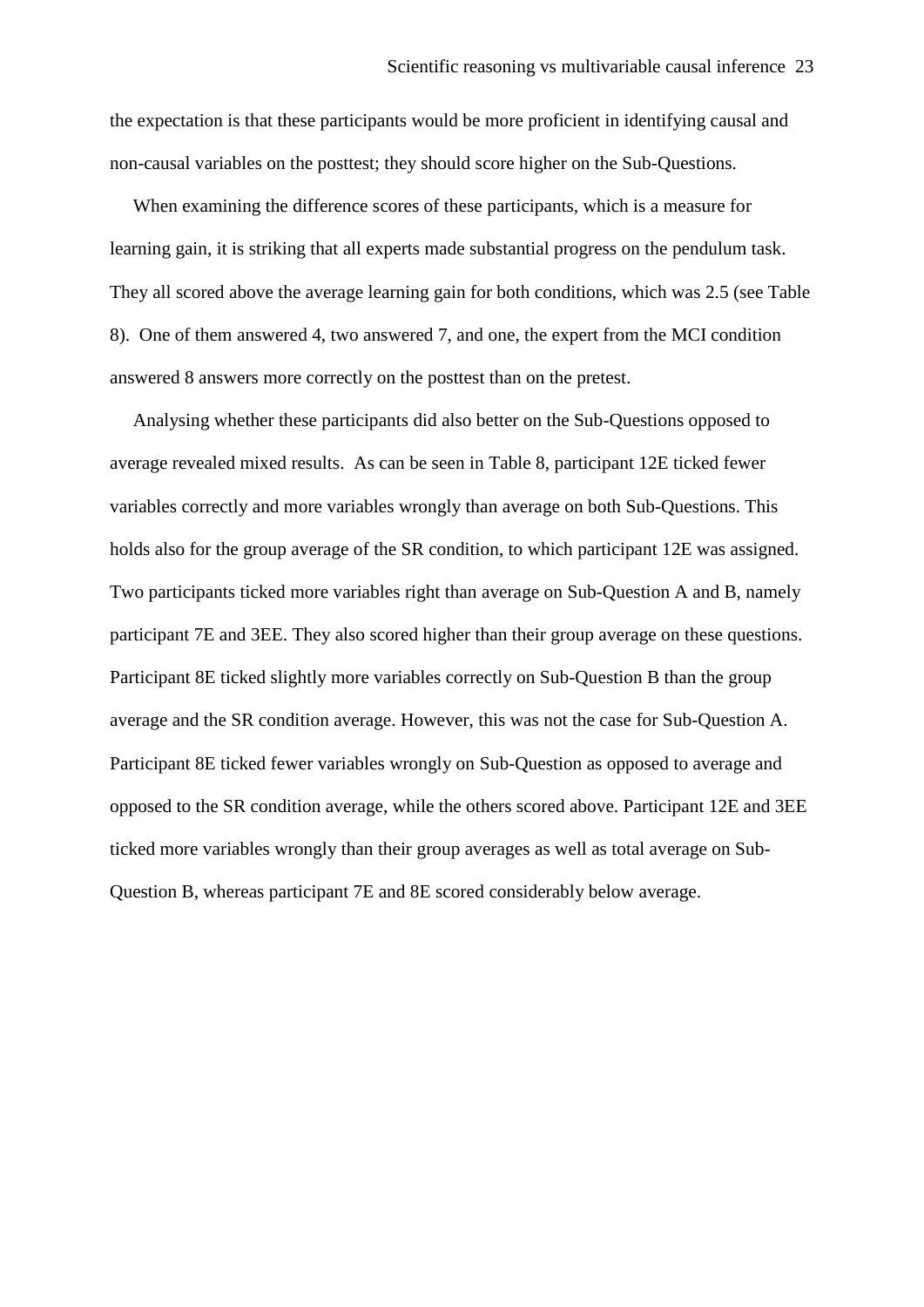the expectation is that these participants would be more proficient in identifying causal and non-causal variables on the posttest; they should score higher on the Sub-Questions.

When examining the difference scores of these participants, which is a measure for learning gain, it is striking that all experts made substantial progress on the pendulum task. They all scored above the average learning gain for both conditions, which was 2.5 (see Table 8). One of them answered 4, two answered 7, and one, the expert from the MCI condition answered 8 answers more correctly on the posttest than on the pretest.

Analysing whether these participants did also better on the Sub-Questions opposed to average revealed mixed results. As can be seen in Table 8, participant 12E ticked fewer variables correctly and more variables wrongly than average on both Sub-Questions. This holds also for the group average of the SR condition, to which participant 12E was assigned. Two participants ticked more variables right than average on Sub-Question A and B, namely participant 7E and 3EE. They also scored higher than their group average on these questions. Participant 8E ticked slightly more variables correctly on Sub-Question B than the group average and the SR condition average. However, this was not the case for Sub-Question A. Participant 8E ticked fewer variables wrongly on Sub-Question as opposed to average and opposed to the SR condition average, while the others scored above. Participant 12E and 3EE ticked more variables wrongly than their group averages as well as total average on Sub-Question B, whereas participant 7E and 8E scored considerably below average.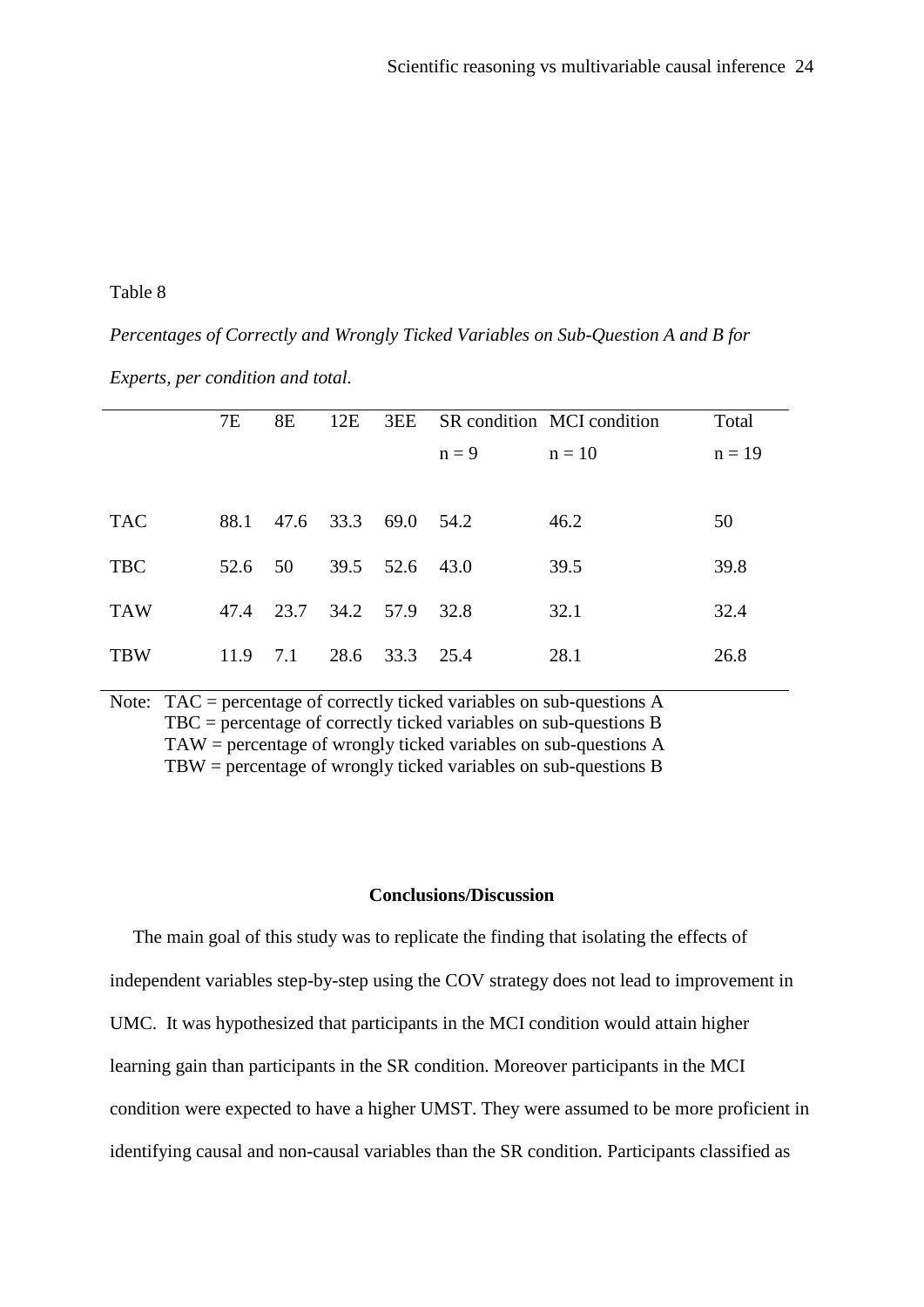Table 8

*Percentages of Correctly and Wrongly Ticked Variables on Sub-Question A and B for Experts, per condition and total.*

| | 7E | 8E | 12E | 3EE | SR condition n = 9 | MCI condition n = 10 | Total n = 19 |
|---|---|---|---|---|---|---|---|
| TAC | 88.1 | 47.6 | 33.3 | 69.0 | 54.2 | 46.2 | 50 |
| TBC | 52.6 | 50 | 39.5 | 52.6 | 43.0 | 39.5 | 39.8 |
| TAW | 47.4 | 23.7 | 34.2 | 57.9 | 32.8 | 32.1 | 32.4 |
| TBW | 11.9 | 7.1 | 28.6 | 33.3 | 25.4 | 28.1 | 26.8 |

Note: TAC = percentage of correctly ticked variables on sub-questions A
TBC = percentage of correctly ticked variables on sub-questions B
TAW = percentage of wrongly ticked variables on sub-questions A
TBW = percentage of wrongly ticked variables on sub-questions B

## Conclusions/Discussion

The main goal of this study was to replicate the finding that isolating the effects of independent variables step-by-step using the COV strategy does not lead to improvement in UMC. It was hypothesized that participants in the MCI condition would attain higher learning gain than participants in the SR condition. Moreover participants in the MCI condition were expected to have a higher UMST. They were assumed to be more proficient in identifying causal and non-causal variables than the SR condition. Participants classified as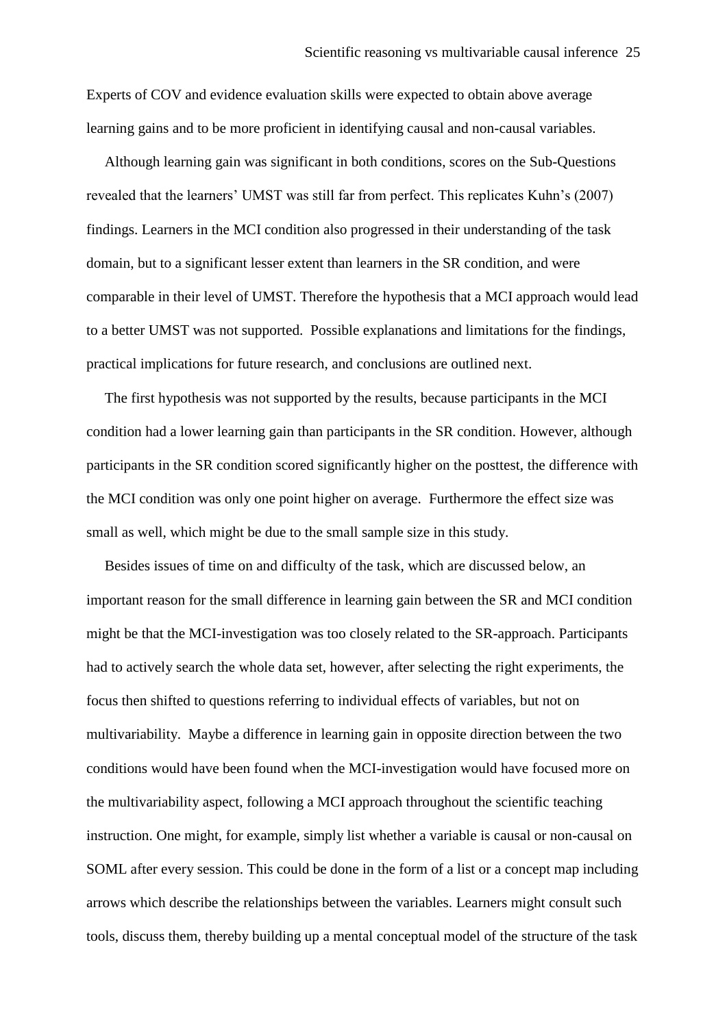Experts of COV and evidence evaluation skills were expected to obtain above average learning gains and to be more proficient in identifying causal and non-causal variables.

Although learning gain was significant in both conditions, scores on the Sub-Questions revealed that the learners' UMST was still far from perfect. This replicates Kuhn's (2007) findings. Learners in the MCI condition also progressed in their understanding of the task domain, but to a significant lesser extent than learners in the SR condition, and were comparable in their level of UMST. Therefore the hypothesis that a MCI approach would lead to a better UMST was not supported. Possible explanations and limitations for the findings, practical implications for future research, and conclusions are outlined next.

The first hypothesis was not supported by the results, because participants in the MCI condition had a lower learning gain than participants in the SR condition. However, although participants in the SR condition scored significantly higher on the posttest, the difference with the MCI condition was only one point higher on average. Furthermore the effect size was small as well, which might be due to the small sample size in this study.

Besides issues of time on and difficulty of the task, which are discussed below, an important reason for the small difference in learning gain between the SR and MCI condition might be that the MCI-investigation was too closely related to the SR-approach. Participants had to actively search the whole data set, however, after selecting the right experiments, the focus then shifted to questions referring to individual effects of variables, but not on multivariability. Maybe a difference in learning gain in opposite direction between the two conditions would have been found when the MCI-investigation would have focused more on the multivariability aspect, following a MCI approach throughout the scientific teaching instruction. One might, for example, simply list whether a variable is causal or non-causal on SOML after every session. This could be done in the form of a list or a concept map including arrows which describe the relationships between the variables. Learners might consult such tools, discuss them, thereby building up a mental conceptual model of the structure of the task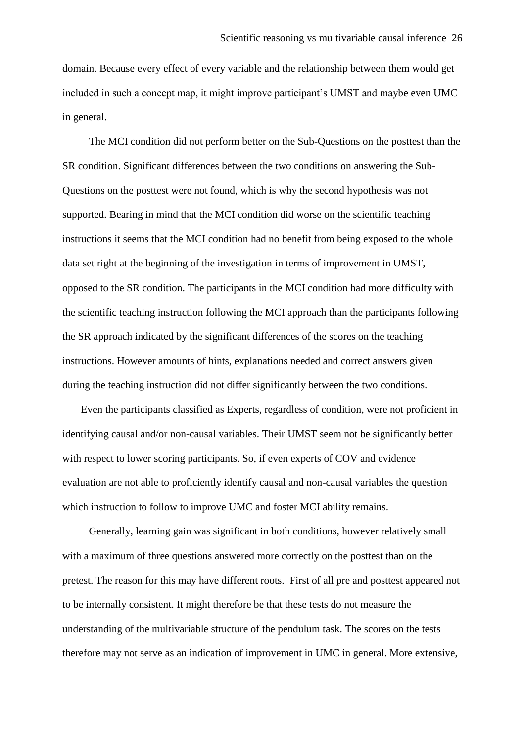domain. Because every effect of every variable and the relationship between them would get included in such a concept map, it might improve participant's UMST and maybe even UMC in general.

The MCI condition did not perform better on the Sub-Questions on the posttest than the SR condition. Significant differences between the two conditions on answering the Sub-Questions on the posttest were not found, which is why the second hypothesis was not supported. Bearing in mind that the MCI condition did worse on the scientific teaching instructions it seems that the MCI condition had no benefit from being exposed to the whole data set right at the beginning of the investigation in terms of improvement in UMST, opposed to the SR condition. The participants in the MCI condition had more difficulty with the scientific teaching instruction following the MCI approach than the participants following the SR approach indicated by the significant differences of the scores on the teaching instructions. However amounts of hints, explanations needed and correct answers given during the teaching instruction did not differ significantly between the two conditions.

Even the participants classified as Experts, regardless of condition, were not proficient in identifying causal and/or non-causal variables. Their UMST seem not be significantly better with respect to lower scoring participants. So, if even experts of COV and evidence evaluation are not able to proficiently identify causal and non-causal variables the question which instruction to follow to improve UMC and foster MCI ability remains.

Generally, learning gain was significant in both conditions, however relatively small with a maximum of three questions answered more correctly on the posttest than on the pretest. The reason for this may have different roots. First of all pre and posttest appeared not to be internally consistent. It might therefore be that these tests do not measure the understanding of the multivariable structure of the pendulum task. The scores on the tests therefore may not serve as an indication of improvement in UMC in general. More extensive,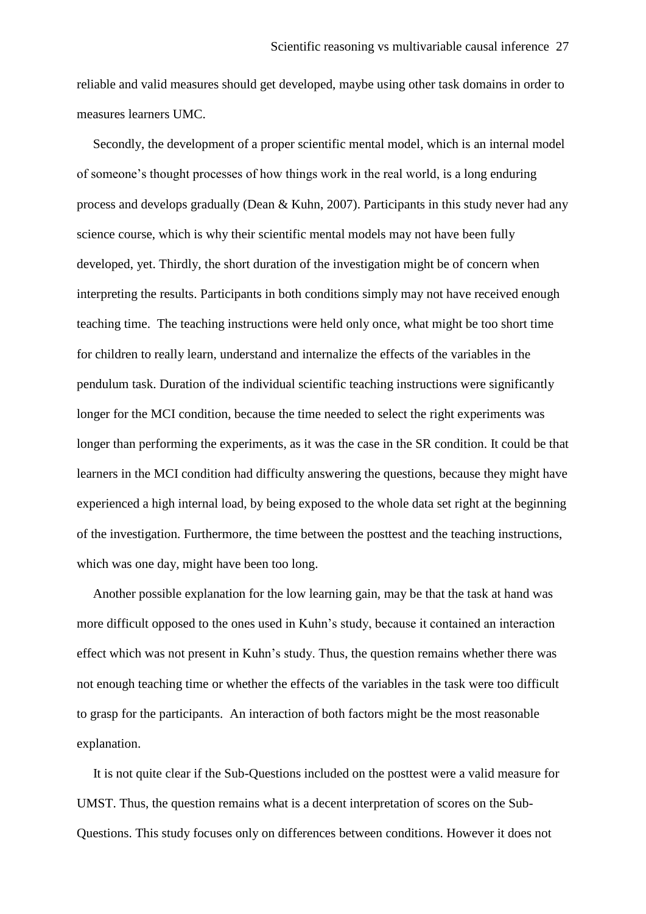reliable and valid measures should get developed, maybe using other task domains in order to measures learners UMC.

Secondly, the development of a proper scientific mental model, which is an internal model of someone's thought processes of how things work in the real world, is a long enduring process and develops gradually (Dean & Kuhn, 2007). Participants in this study never had any science course, which is why their scientific mental models may not have been fully developed, yet. Thirdly, the short duration of the investigation might be of concern when interpreting the results. Participants in both conditions simply may not have received enough teaching time. The teaching instructions were held only once, what might be too short time for children to really learn, understand and internalize the effects of the variables in the pendulum task. Duration of the individual scientific teaching instructions were significantly longer for the MCI condition, because the time needed to select the right experiments was longer than performing the experiments, as it was the case in the SR condition. It could be that learners in the MCI condition had difficulty answering the questions, because they might have experienced a high internal load, by being exposed to the whole data set right at the beginning of the investigation. Furthermore, the time between the posttest and the teaching instructions, which was one day, might have been too long.

Another possible explanation for the low learning gain, may be that the task at hand was more difficult opposed to the ones used in Kuhn's study, because it contained an interaction effect which was not present in Kuhn's study. Thus, the question remains whether there was not enough teaching time or whether the effects of the variables in the task were too difficult to grasp for the participants. An interaction of both factors might be the most reasonable explanation.

It is not quite clear if the Sub-Questions included on the posttest were a valid measure for UMST. Thus, the question remains what is a decent interpretation of scores on the Sub-Questions. This study focuses only on differences between conditions. However it does not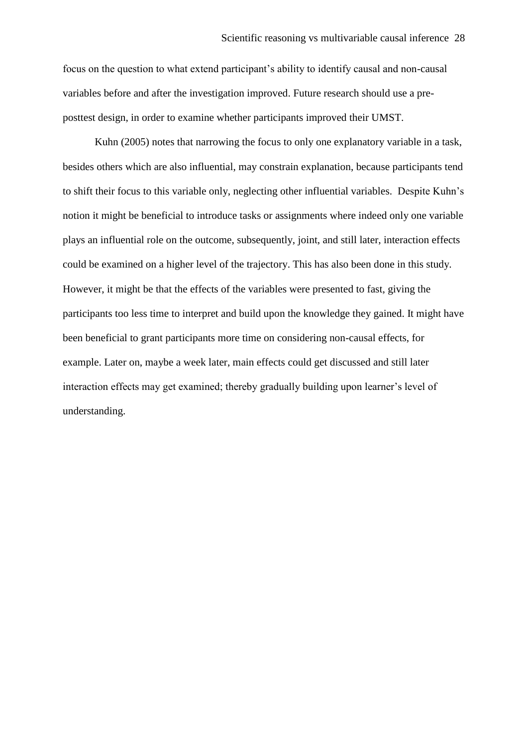focus on the question to what extend participant's ability to identify causal and non-causal variables before and after the investigation improved. Future research should use a pre-posttest design, in order to examine whether participants improved their UMST.

Kuhn (2005) notes that narrowing the focus to only one explanatory variable in a task, besides others which are also influential, may constrain explanation, because participants tend to shift their focus to this variable only, neglecting other influential variables. Despite Kuhn's notion it might be beneficial to introduce tasks or assignments where indeed only one variable plays an influential role on the outcome, subsequently, joint, and still later, interaction effects could be examined on a higher level of the trajectory. This has also been done in this study. However, it might be that the effects of the variables were presented to fast, giving the participants too less time to interpret and build upon the knowledge they gained. It might have been beneficial to grant participants more time on considering non-causal effects, for example. Later on, maybe a week later, main effects could get discussed and still later interaction effects may get examined; thereby gradually building upon learner's level of understanding.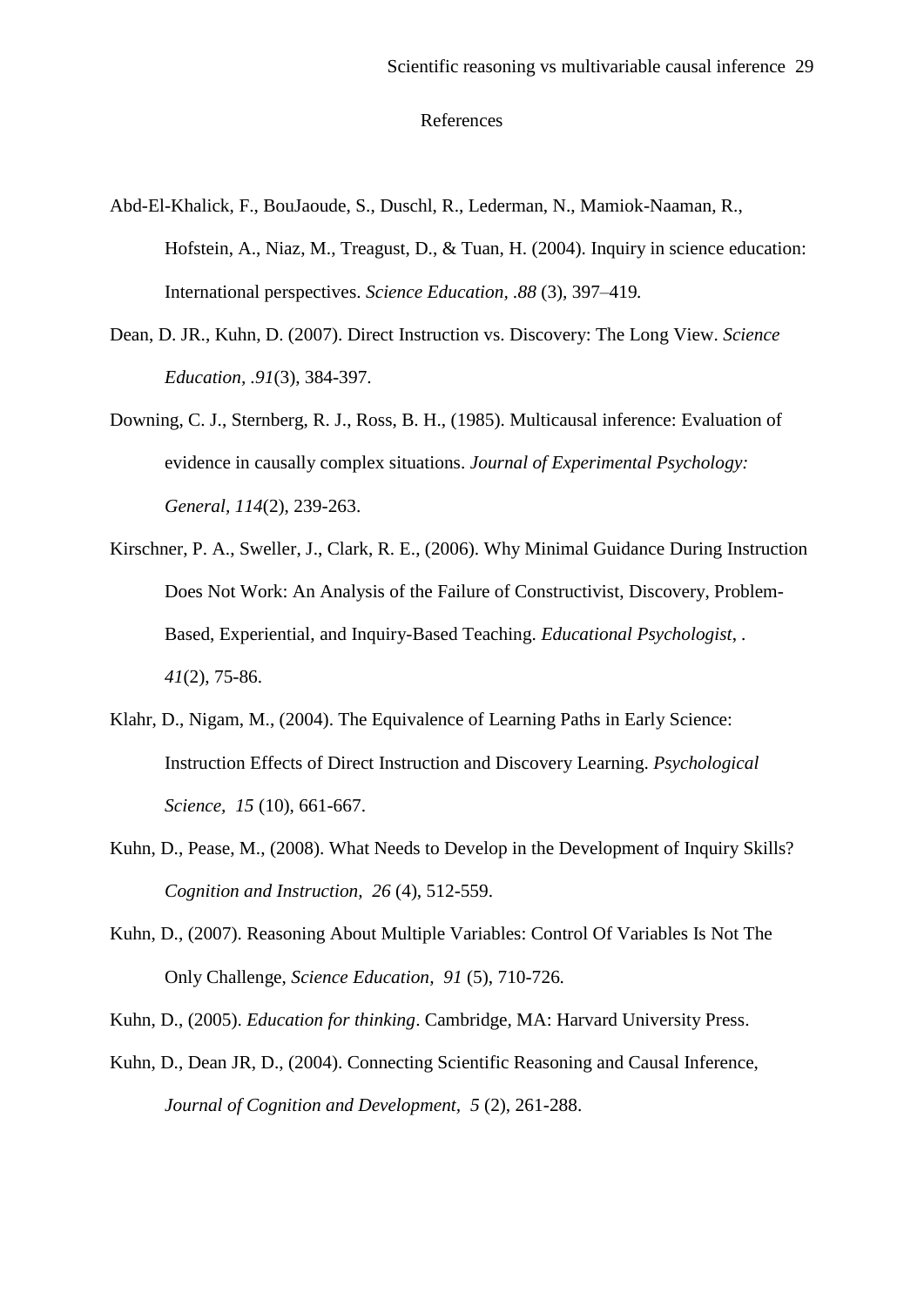# References

Abd-El-Khalick, F., BouJaoude, S., Duschl, R., Lederman, N., Mamiok-Naaman, R., Hofstein, A., Niaz, M., Treagust, D., & Tuan, H. (2004). Inquiry in science education: International perspectives. *Science Education, .88* (3), 397–419*.*

Dean, D. JR., Kuhn, D. (2007). Direct Instruction vs. Discovery: The Long View. *Science Education, .91*(3), 384-397.

Downing, C. J., Sternberg, R. J., Ross, B. H., (1985). Multicausal inference: Evaluation of evidence in causally complex situations. *Journal of Experimental Psychology: General, 114*(2), 239-263.

Kirschner, P. A., Sweller, J., Clark, R. E., (2006). Why Minimal Guidance During Instruction Does Not Work: An Analysis of the Failure of Constructivist, Discovery, Problem-Based, Experiential, and Inquiry-Based Teaching. *Educational Psychologist, . 41*(2), 75-86.

Klahr, D., Nigam, M., (2004). The Equivalence of Learning Paths in Early Science: Instruction Effects of Direct Instruction and Discovery Learning. *Psychological Science, 15* (10), 661-667.

Kuhn, D., Pease, M., (2008). What Needs to Develop in the Development of Inquiry Skills? *Cognition and Instruction, 26* (4), 512-559.

Kuhn, D., (2007). Reasoning About Multiple Variables: Control Of Variables Is Not The Only Challenge, *Science Education, 91* (5), 710-726*.*

Kuhn, D., (2005). *Education for thinking*. Cambridge, MA: Harvard University Press.

Kuhn, D., Dean JR, D., (2004). Connecting Scientific Reasoning and Causal Inference, *Journal of Cognition and Development, 5* (2), 261-288.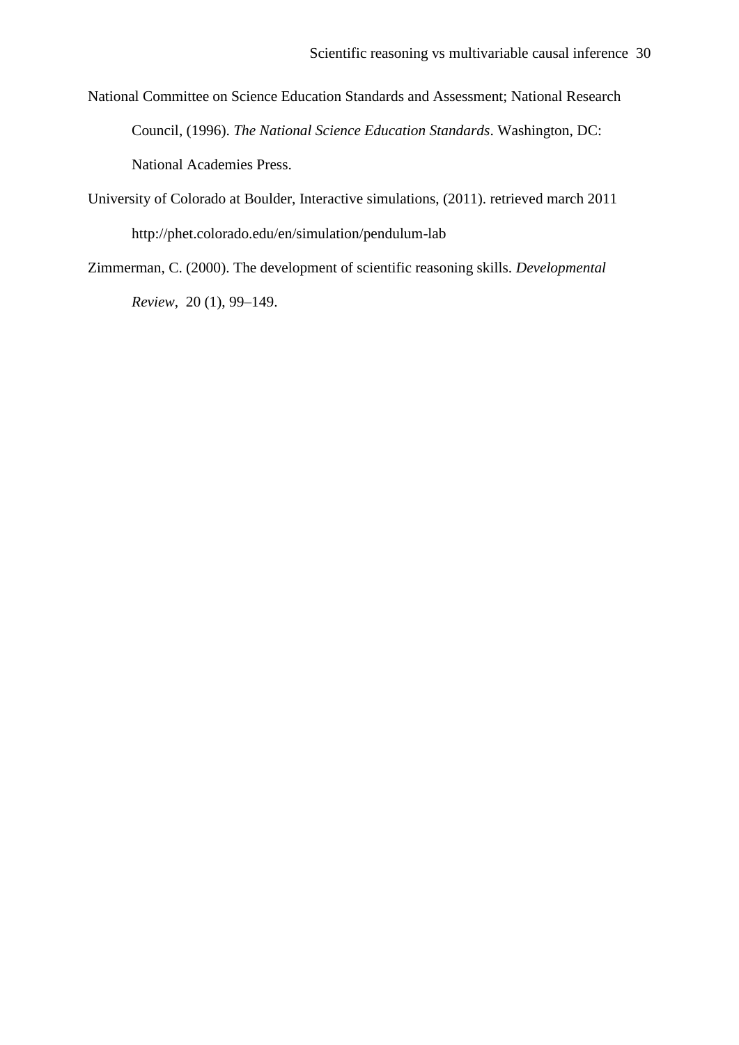National Committee on Science Education Standards and Assessment; National Research Council, (1996). *The National Science Education Standards*. Washington, DC: National Academies Press.

University of Colorado at Boulder, Interactive simulations, (2011). retrieved march 2011 http://phet.colorado.edu/en/simulation/pendulum-lab

Zimmerman, C. (2000). The development of scientific reasoning skills. *Developmental Review*, 20 (1), 99–149.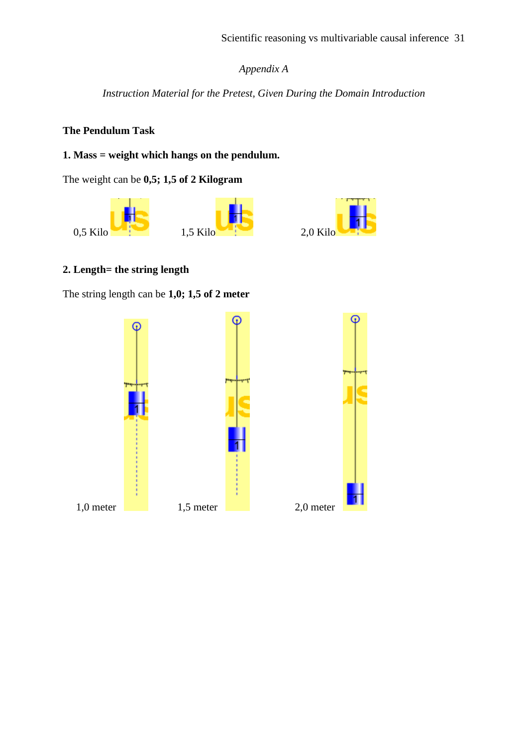*Appendix A*

*Instruction Material for the Pretest, Given During the Domain Introduction*

**The Pendulum Task**

**1. Mass = weight which hangs on the pendulum.**

The weight can be **0,5; 1,5 of 2 Kilogram**

0,5 Kilo 1,5 Kilo 2,0 Kilo

**2. Length= the string length**

The string length can be **1,0; 1,5 of 2 meter**

1,0 meter 1,5 meter 2,0 meter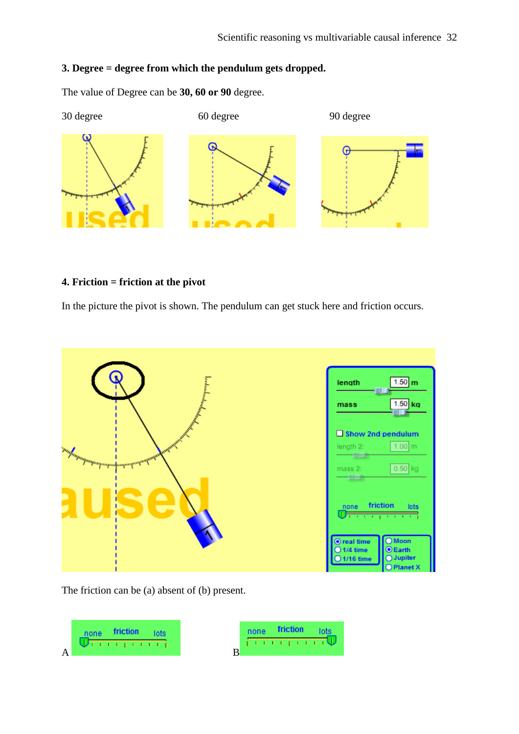**3. Degree = degree from which the pendulum gets dropped.**

The value of Degree can be **30, 60 or 90** degree.

30 degree 60 degree 90 degree

**4. Friction = friction at the pivot**

In the picture the pivot is shown. The pendulum can get stuck here and friction occurs.

The friction can be (a) absent of (b) present.

A B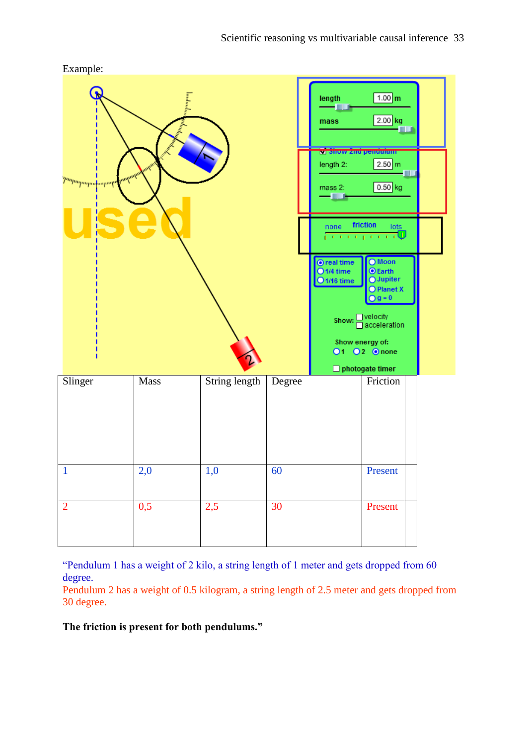Example:

| Slinger | Mass | String length | Degree | Friction | |
|---|---|---|---|---|---|
| 1 | 2,0 | 1,0 | 60 | Present | |
| 2 | 0,5 | 2,5 | 30 | Present | |

"Pendulum 1 has a weight of 2 kilo, a string length of 1 meter and gets dropped from 60 degree.
Pendulum 2 has a weight of 0.5 kilogram, a string length of 2.5 meter and gets dropped from 30 degree.

**The friction is present for both pendulums."**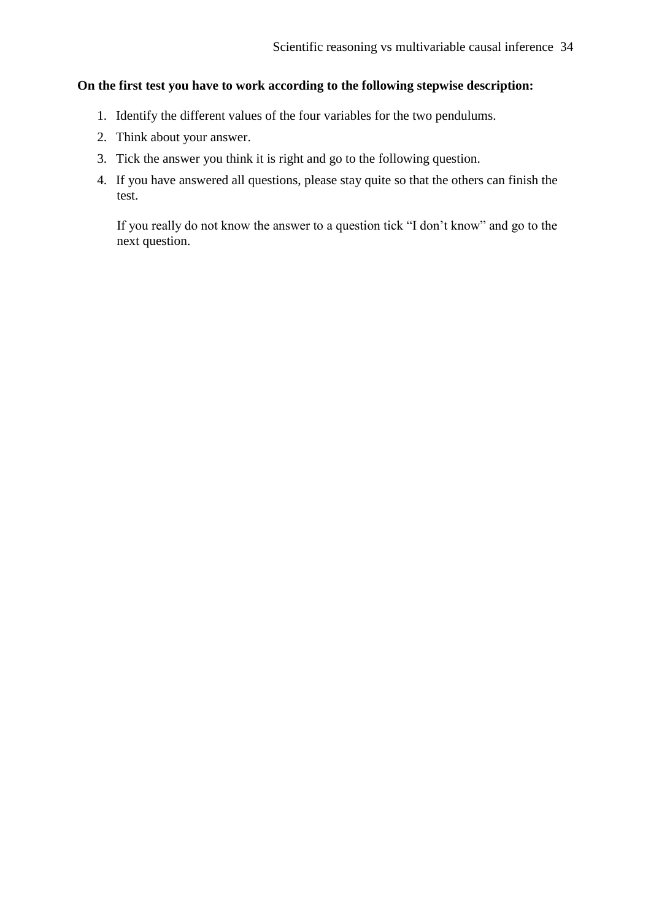**On the first test you have to work according to the following stepwise description:**

1. Identify the different values of the four variables for the two pendulums.
2. Think about your answer.
3. Tick the answer you think it is right and go to the following question.
4. If you have answered all questions, please stay quite so that the others can finish the test.

   If you really do not know the answer to a question tick “I don’t know” and go to the next question.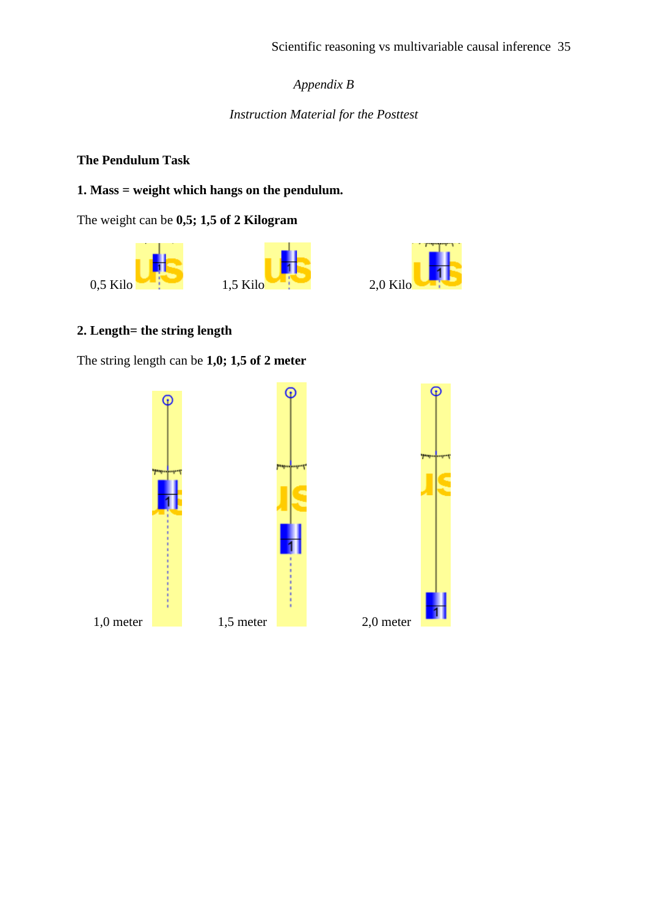*Appendix B*

*Instruction Material for the Posttest*

**The Pendulum Task**

**1. Mass = weight which hangs on the pendulum.**

The weight can be **0,5; 1,5 of 2 Kilogram**

0,5 Kilo 1,5 Kilo 2,0 Kilo

**2. Length= the string length**

The string length can be **1,0; 1,5 of 2 meter**

1,0 meter 1,5 meter 2,0 meter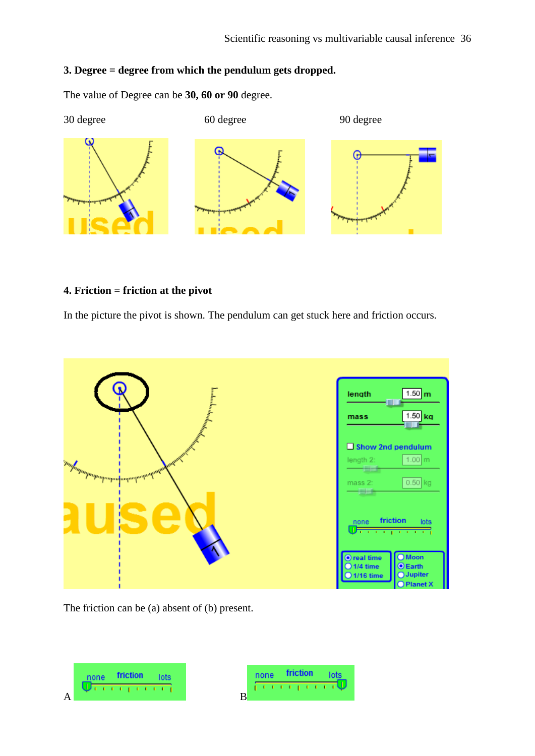**3. Degree = degree from which the pendulum gets dropped.**

The value of Degree can be **30, 60 or 90** degree.

30 degree 60 degree 90 degree

**4. Friction = friction at the pivot**

In the picture the pivot is shown. The pendulum can get stuck here and friction occurs.

The friction can be (a) absent of (b) present.

A B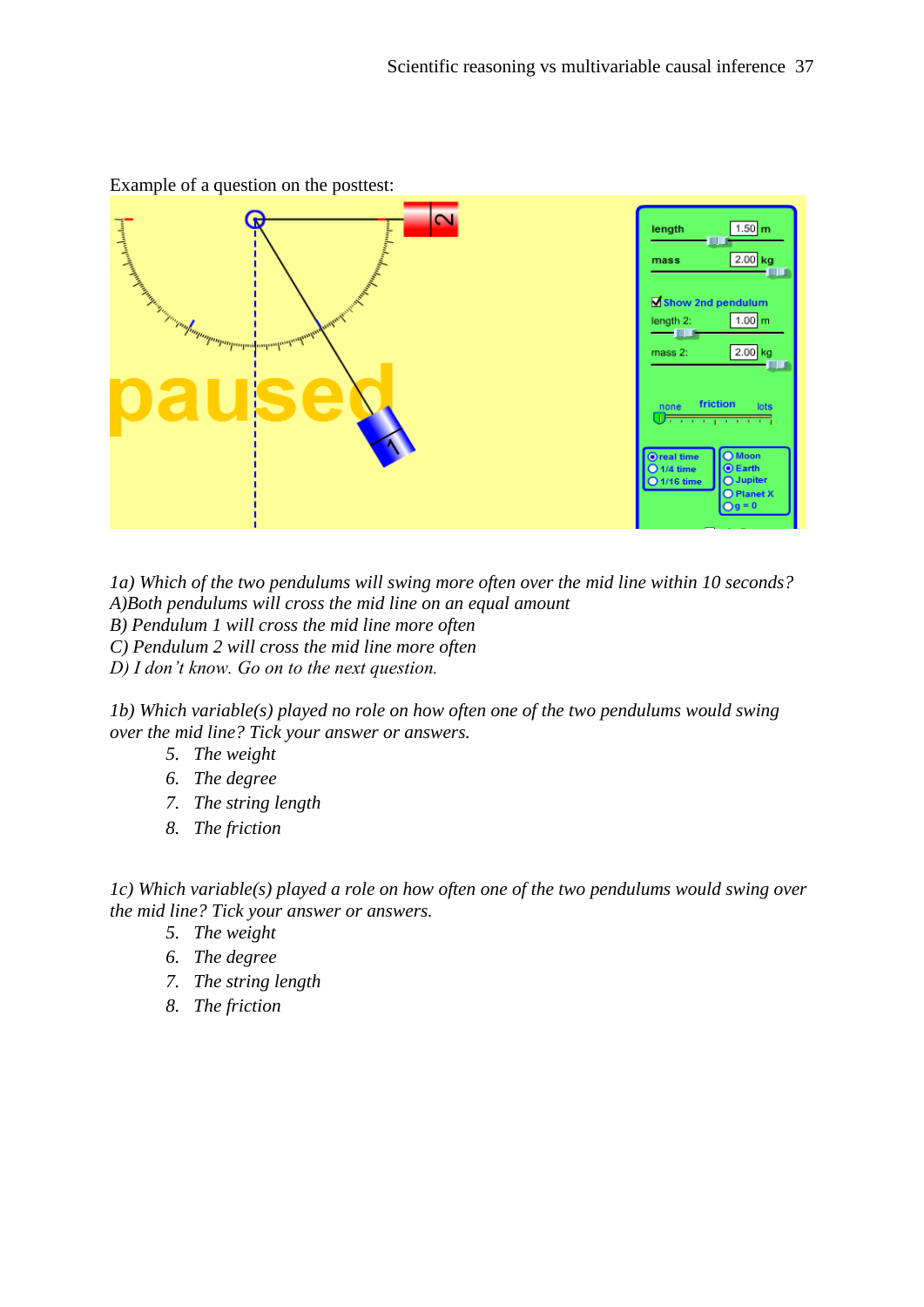Example of a question on the posttest:

*1a) Which of the two pendulums will swing more often over the mid line within 10 seconds?*
*A)Both pendulums will cross the mid line on an equal amount*
*B) Pendulum 1 will cross the mid line more often*
*C) Pendulum 2 will cross the mid line more often*
*D) I don't know. Go on to the next question.*

*1b) Which variable(s) played no role on how often one of the two pendulums would swing over the mid line? Tick your answer or answers.*

5. *The weight*
6. *The degree*
7. *The string length*
8. *The friction*

*1c) Which variable(s) played a role on how often one of the two pendulums would swing over the mid line? Tick your answer or answers.*

5. *The weight*
6. *The degree*
7. *The string length*
8. *The friction*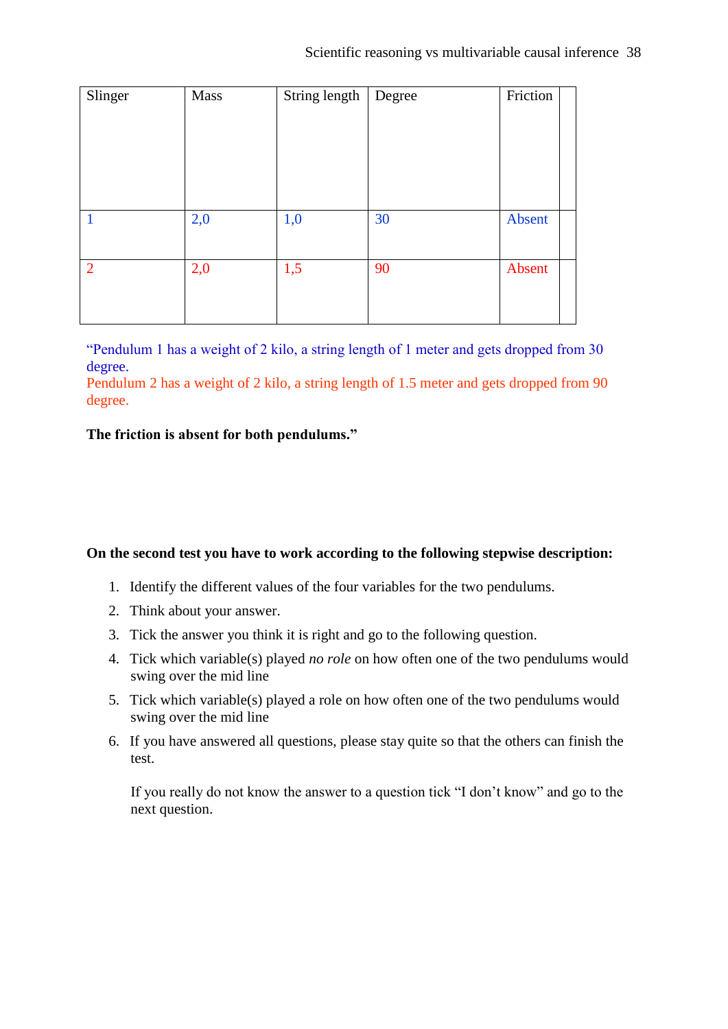| Slinger | Mass | String length | Degree | Friction | |
|---|---|---|---|---|---|
| 1 | 2,0 | 1,0 | 30 | Absent | |
| 2 | 2,0 | 1,5 | 90 | Absent | |

"Pendulum 1 has a weight of 2 kilo, a string length of 1 meter and gets dropped from 30 degree.
Pendulum 2 has a weight of 2 kilo, a string length of 1.5 meter and gets dropped from 90 degree.

**The friction is absent for both pendulums."**

**On the second test you have to work according to the following stepwise description:**

1. Identify the different values of the four variables for the two pendulums.
2. Think about your answer.
3. Tick the answer you think it is right and go to the following question.
4. Tick which variable(s) played *no role* on how often one of the two pendulums would swing over the mid line
5. Tick which variable(s) played a role on how often one of the two pendulums would swing over the mid line
6. If you have answered all questions, please stay quite so that the others can finish the test.

   If you really do not know the answer to a question tick "I don't know" and go to the next question.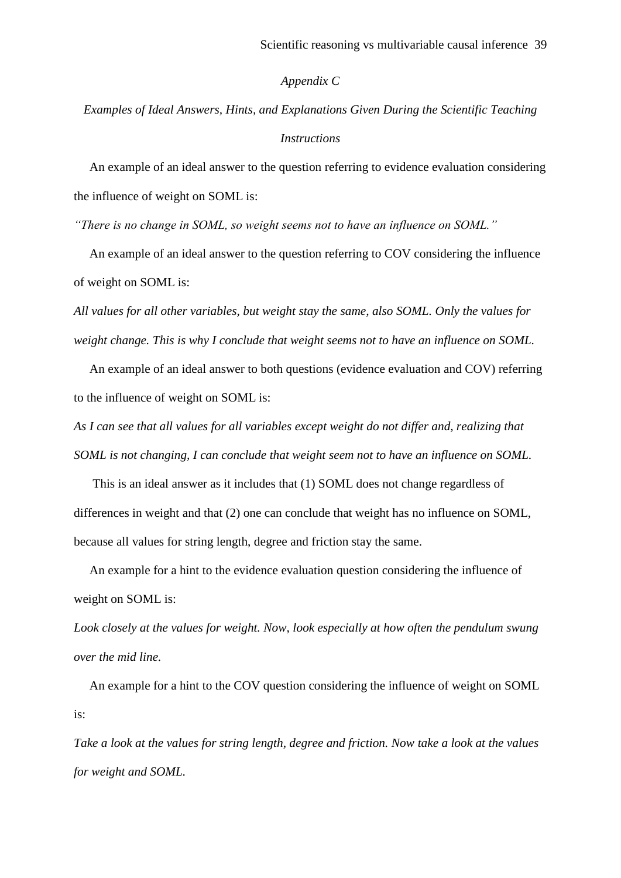*Appendix C*

*Examples of Ideal Answers, Hints, and Explanations Given During the Scientific Teaching Instructions*

An example of an ideal answer to the question referring to evidence evaluation considering the influence of weight on SOML is:

*"There is no change in SOML, so weight seems not to have an influence on SOML."*

An example of an ideal answer to the question referring to COV considering the influence of weight on SOML is:

*All values for all other variables, but weight stay the same, also SOML. Only the values for weight change. This is why I conclude that weight seems not to have an influence on SOML.*

An example of an ideal answer to both questions (evidence evaluation and COV) referring to the influence of weight on SOML is:

*As I can see that all values for all variables except weight do not differ and, realizing that SOML is not changing, I can conclude that weight seem not to have an influence on SOML.*

This is an ideal answer as it includes that (1) SOML does not change regardless of differences in weight and that (2) one can conclude that weight has no influence on SOML, because all values for string length, degree and friction stay the same.

An example for a hint to the evidence evaluation question considering the influence of weight on SOML is:

*Look closely at the values for weight. Now, look especially at how often the pendulum swung over the mid line.*

An example for a hint to the COV question considering the influence of weight on SOML is:

*Take a look at the values for string length, degree and friction. Now take a look at the values for weight and SOML.*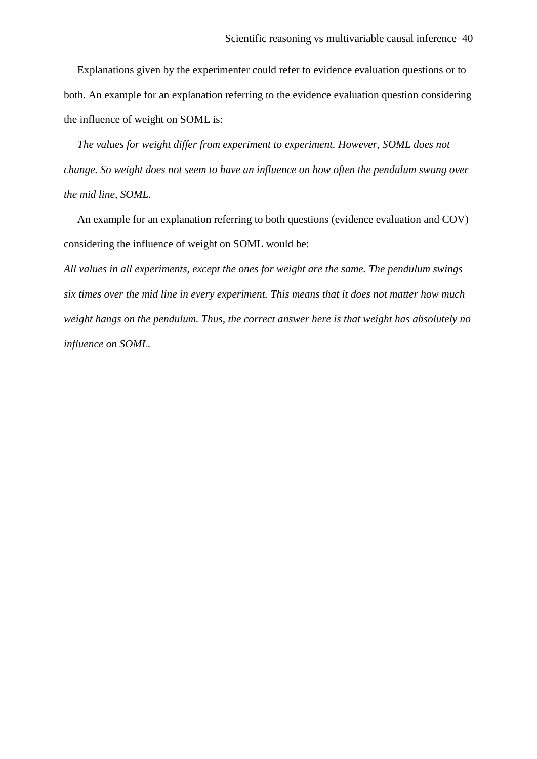Explanations given by the experimenter could refer to evidence evaluation questions or to both. An example for an explanation referring to the evidence evaluation question considering the influence of weight on SOML is:

*The values for weight differ from experiment to experiment. However, SOML does not change. So weight does not seem to have an influence on how often the pendulum swung over the mid line, SOML.*

An example for an explanation referring to both questions (evidence evaluation and COV) considering the influence of weight on SOML would be:

*All values in all experiments, except the ones for weight are the same. The pendulum swings six times over the mid line in every experiment. This means that it does not matter how much weight hangs on the pendulum. Thus, the correct answer here is that weight has absolutely no influence on SOML.*